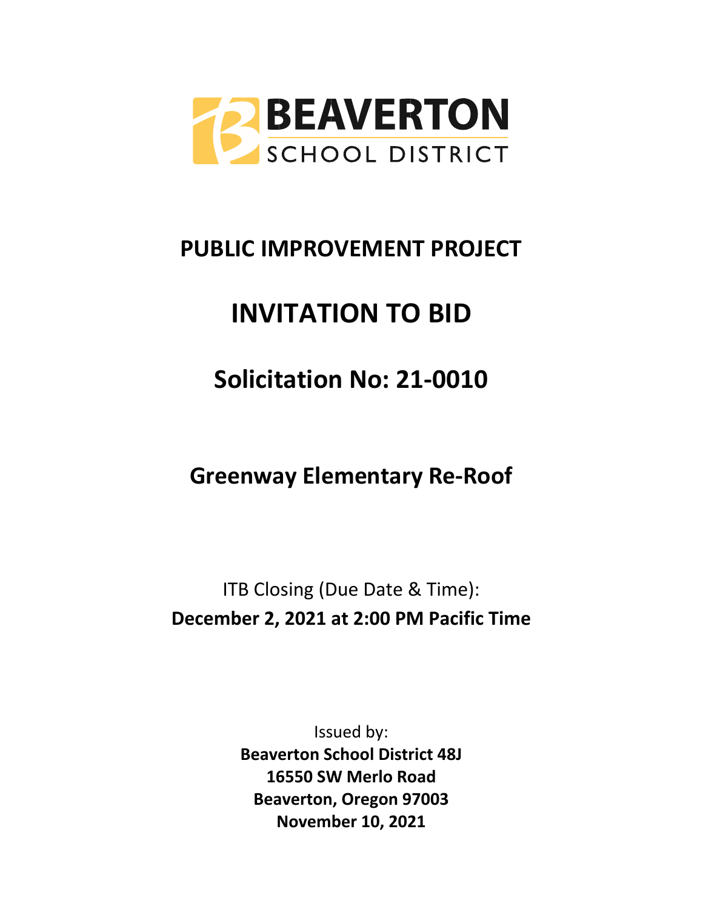# BEAVERTON SCHOOL DISTRICT

## PUBLIC IMPROVEMENT PROJECT

# INVITATION TO BID

## Solicitation No: 21-0010

## Greenway Elementary Re-Roof

ITB Closing (Due Date & Time):
**December 2, 2021 at 2:00 PM Pacific Time**

Issued by:
**Beaverton School District 48J**
**16550 SW Merlo Road**
**Beaverton, Oregon 97003**
**November 10, 2021**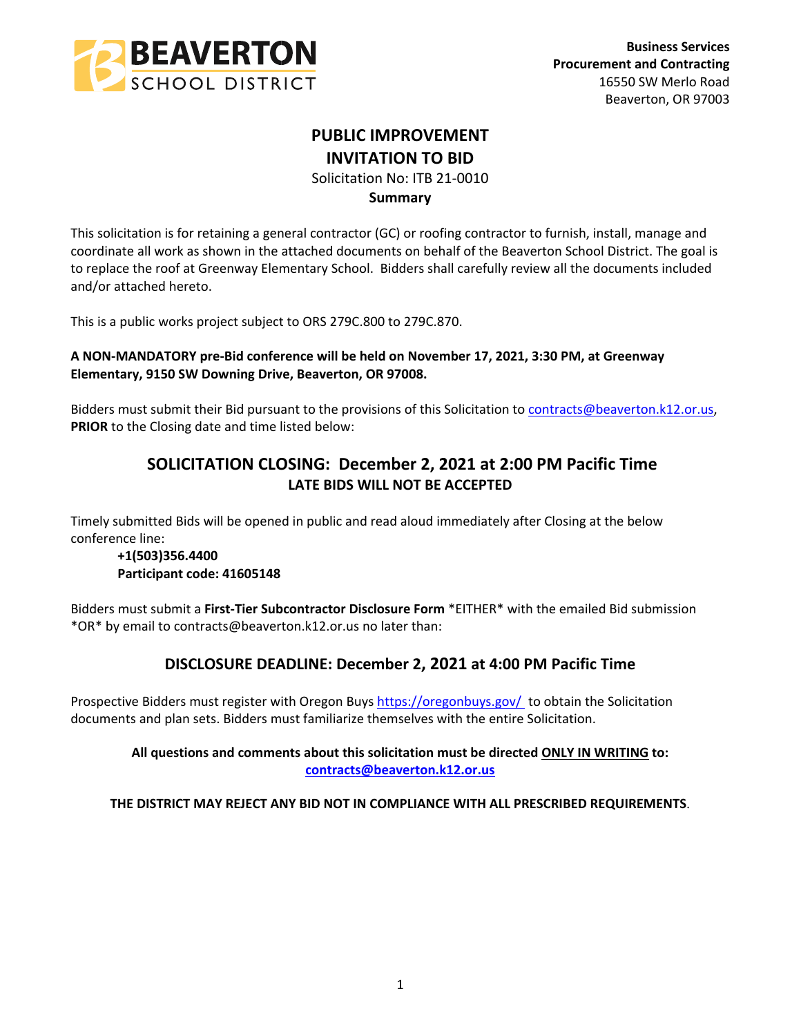**Business Services**
**Procurement and Contracting**
16550 SW Merlo Road
Beaverton, OR 97003

# PUBLIC IMPROVEMENT
# INVITATION TO BID

Solicitation No: ITB 21-0010

**Summary**

This solicitation is for retaining a general contractor (GC) or roofing contractor to furnish, install, manage and coordinate all work as shown in the attached documents on behalf of the Beaverton School District. The goal is to replace the roof at Greenway Elementary School. Bidders shall carefully review all the documents included and/or attached hereto.

This is a public works project subject to ORS 279C.800 to 279C.870.

**A NON-MANDATORY pre-Bid conference will be held on November 17, 2021, 3:30 PM, at Greenway Elementary, 9150 SW Downing Drive, Beaverton, OR 97008.**

Bidders must submit their Bid pursuant to the provisions of this Solicitation to contracts@beaverton.k12.or.us, **PRIOR** to the Closing date and time listed below:

## SOLICITATION CLOSING: December 2, 2021 at 2:00 PM Pacific Time

**LATE BIDS WILL NOT BE ACCEPTED**

Timely submitted Bids will be opened in public and read aloud immediately after Closing at the below conference line:

**+1(503)356.4400**
**Participant code: 41605148**

Bidders must submit a **First-Tier Subcontractor Disclosure Form** *EITHER* with the emailed Bid submission *OR* by email to contracts@beaverton.k12.or.us no later than:

## DISCLOSURE DEADLINE: December 2, 2021 at 4:00 PM Pacific Time

Prospective Bidders must register with Oregon Buys https://oregonbuys.gov/ to obtain the Solicitation documents and plan sets. Bidders must familiarize themselves with the entire Solicitation.

**All questions and comments about this solicitation must be directed ONLY IN WRITING to: contracts@beaverton.k12.or.us**

**THE DISTRICT MAY REJECT ANY BID NOT IN COMPLIANCE WITH ALL PRESCRIBED REQUIREMENTS**.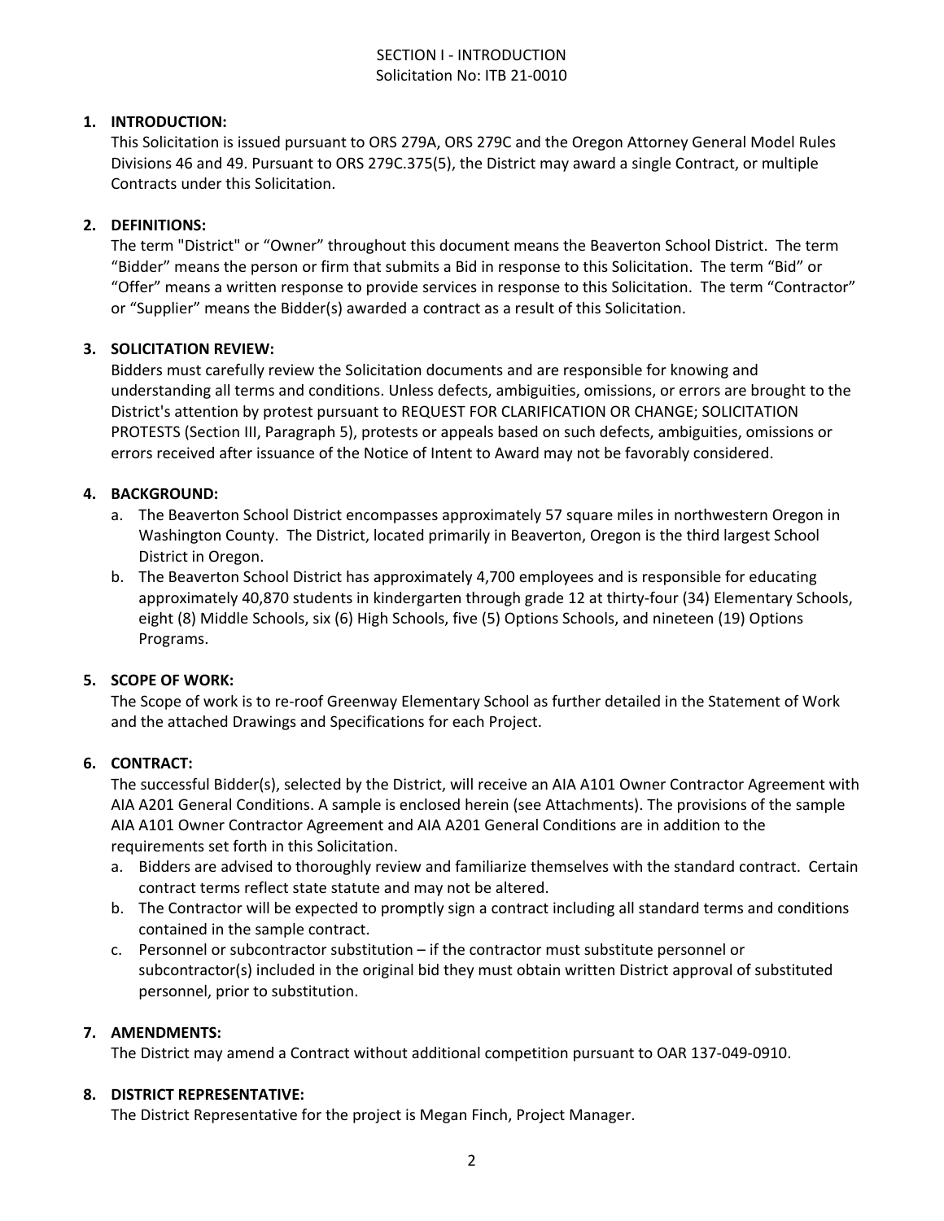# SECTION I - INTRODUCTION

Solicitation No: ITB 21-0010

1. **INTRODUCTION:**
   This Solicitation is issued pursuant to ORS 279A, ORS 279C and the Oregon Attorney General Model Rules Divisions 46 and 49. Pursuant to ORS 279C.375(5), the District may award a single Contract, or multiple Contracts under this Solicitation.

2. **DEFINITIONS:**
   The term "District" or "Owner" throughout this document means the Beaverton School District. The term "Bidder" means the person or firm that submits a Bid in response to this Solicitation. The term "Bid" or "Offer" means a written response to provide services in response to this Solicitation. The term "Contractor" or "Supplier" means the Bidder(s) awarded a contract as a result of this Solicitation.

3. **SOLICITATION REVIEW:**
   Bidders must carefully review the Solicitation documents and are responsible for knowing and understanding all terms and conditions. Unless defects, ambiguities, omissions, or errors are brought to the District's attention by protest pursuant to REQUEST FOR CLARIFICATION OR CHANGE; SOLICITATION PROTESTS (Section III, Paragraph 5), protests or appeals based on such defects, ambiguities, omissions or errors received after issuance of the Notice of Intent to Award may not be favorably considered.

4. **BACKGROUND:**
   a. The Beaverton School District encompasses approximately 57 square miles in northwestern Oregon in Washington County. The District, located primarily in Beaverton, Oregon is the third largest School District in Oregon.
   b. The Beaverton School District has approximately 4,700 employees and is responsible for educating approximately 40,870 students in kindergarten through grade 12 at thirty-four (34) Elementary Schools, eight (8) Middle Schools, six (6) High Schools, five (5) Options Schools, and nineteen (19) Options Programs.

5. **SCOPE OF WORK:**
   The Scope of work is to re-roof Greenway Elementary School as further detailed in the Statement of Work and the attached Drawings and Specifications for each Project.

6. **CONTRACT:**
   The successful Bidder(s), selected by the District, will receive an AIA A101 Owner Contractor Agreement with AIA A201 General Conditions. A sample is enclosed herein (see Attachments). The provisions of the sample AIA A101 Owner Contractor Agreement and AIA A201 General Conditions are in addition to the requirements set forth in this Solicitation.
   a. Bidders are advised to thoroughly review and familiarize themselves with the standard contract. Certain contract terms reflect state statute and may not be altered.
   b. The Contractor will be expected to promptly sign a contract including all standard terms and conditions contained in the sample contract.
   c. Personnel or subcontractor substitution – if the contractor must substitute personnel or subcontractor(s) included in the original bid they must obtain written District approval of substituted personnel, prior to substitution.

7. **AMENDMENTS:**
   The District may amend a Contract without additional competition pursuant to OAR 137-049-0910.

8. **DISTRICT REPRESENTATIVE:**
   The District Representative for the project is Megan Finch, Project Manager.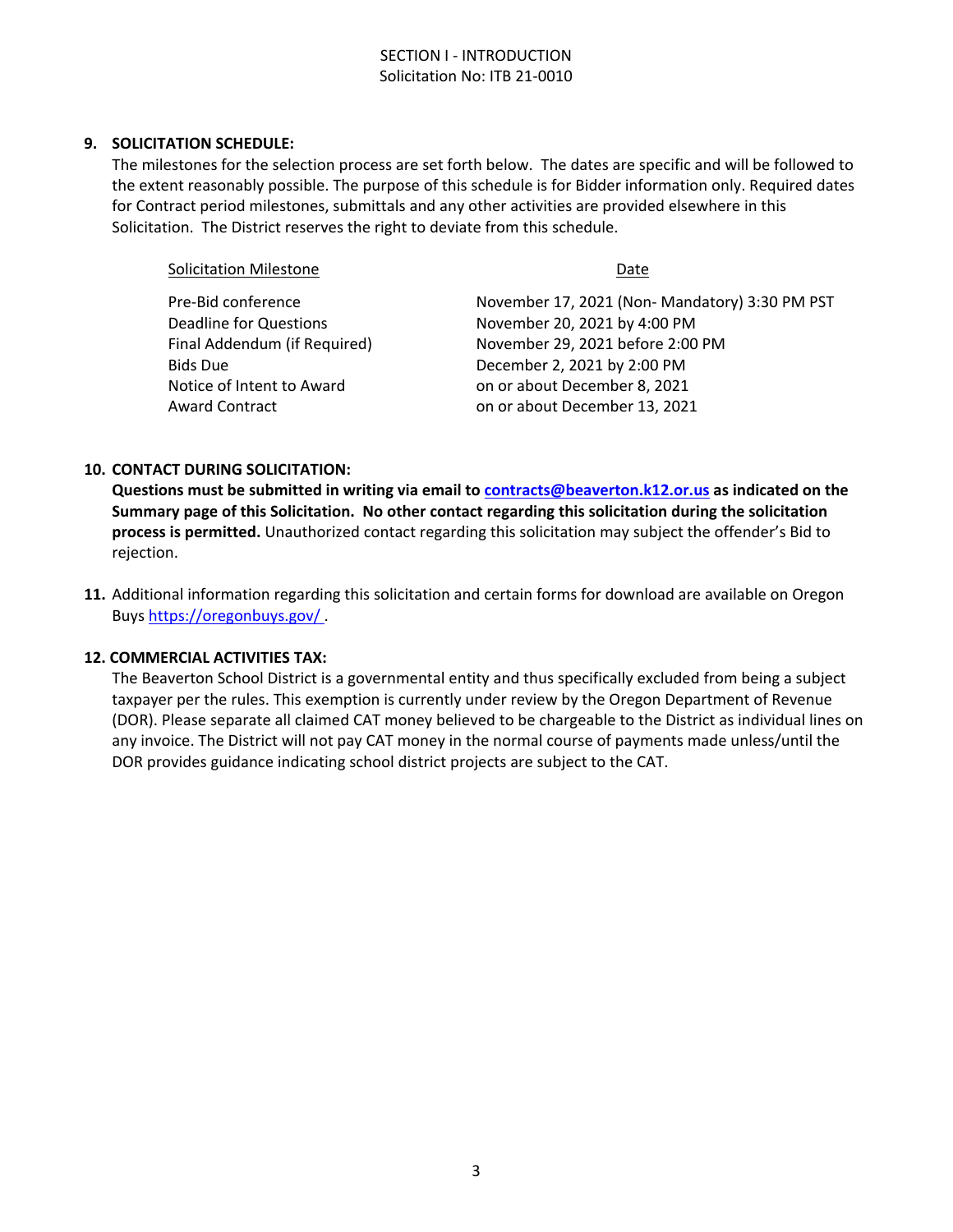SECTION I - INTRODUCTION
Solicitation No: ITB 21-0010

**9. SOLICITATION SCHEDULE:**

The milestones for the selection process are set forth below. The dates are specific and will be followed to the extent reasonably possible. The purpose of this schedule is for Bidder information only. Required dates for Contract period milestones, submittals and any other activities are provided elsewhere in this Solicitation. The District reserves the right to deviate from this schedule.

| Solicitation Milestone | Date |
|---|---|
| Pre-Bid conference | November 17, 2021 (Non- Mandatory) 3:30 PM PST |
| Deadline for Questions | November 20, 2021 by 4:00 PM |
| Final Addendum (if Required) | November 29, 2021 before 2:00 PM |
| Bids Due | December 2, 2021 by 2:00 PM |
| Notice of Intent to Award | on or about December 8, 2021 |
| Award Contract | on or about December 13, 2021 |

**10. CONTACT DURING SOLICITATION:**

**Questions must be submitted in writing via email to contracts@beaverton.k12.or.us as indicated on the Summary page of this Solicitation. No other contact regarding this solicitation during the solicitation process is permitted.** Unauthorized contact regarding this solicitation may subject the offender's Bid to rejection.

**11.** Additional information regarding this solicitation and certain forms for download are available on Oregon Buys https://oregonbuys.gov/ .

**12. COMMERCIAL ACTIVITIES TAX:**

The Beaverton School District is a governmental entity and thus specifically excluded from being a subject taxpayer per the rules. This exemption is currently under review by the Oregon Department of Revenue (DOR). Please separate all claimed CAT money believed to be chargeable to the District as individual lines on any invoice. The District will not pay CAT money in the normal course of payments made unless/until the DOR provides guidance indicating school district projects are subject to the CAT.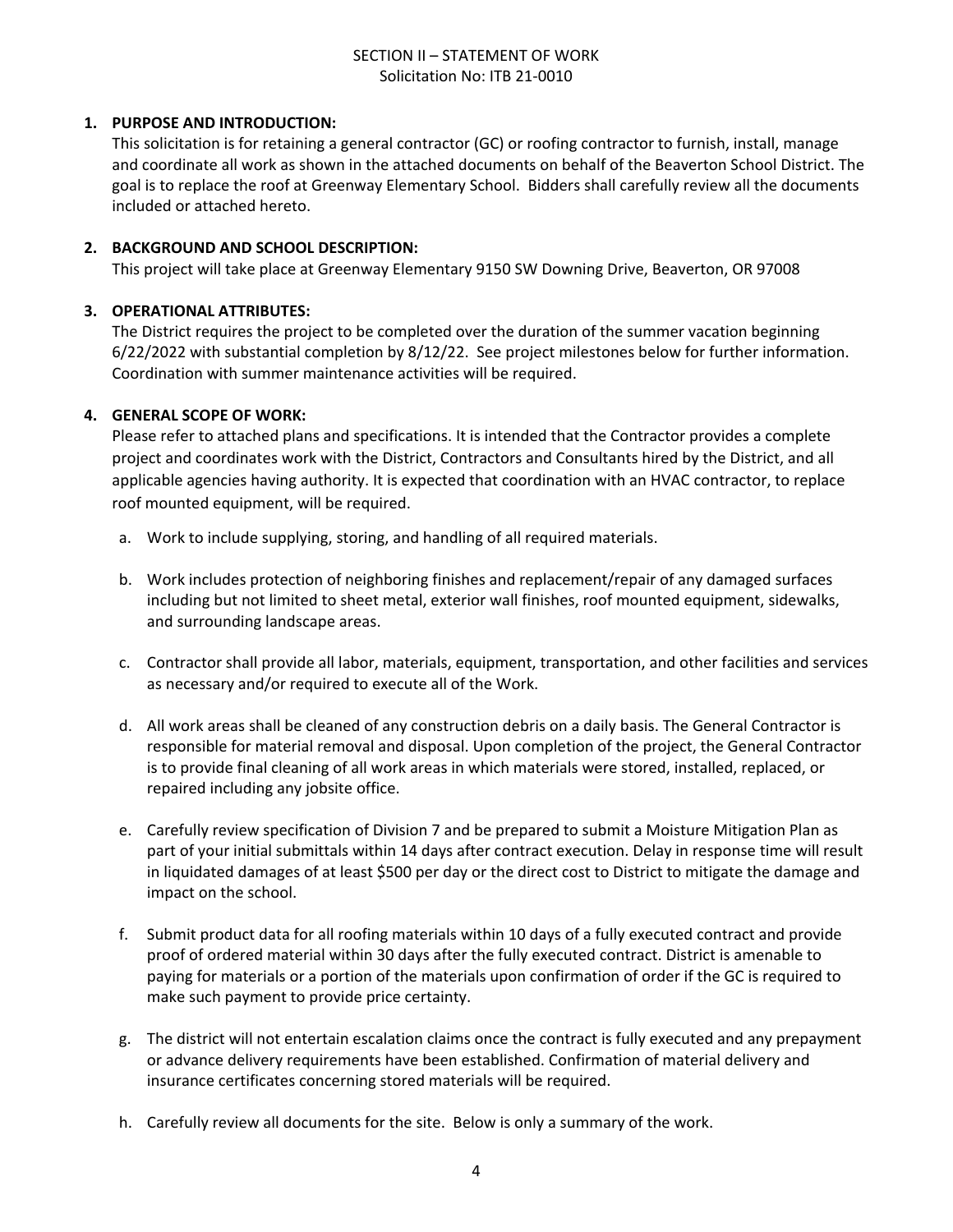SECTION II – STATEMENT OF WORK
Solicitation No: ITB 21-0010

1. **PURPOSE AND INTRODUCTION:**
   This solicitation is for retaining a general contractor (GC) or roofing contractor to furnish, install, manage and coordinate all work as shown in the attached documents on behalf of the Beaverton School District. The goal is to replace the roof at Greenway Elementary School. Bidders shall carefully review all the documents included or attached hereto.

2. **BACKGROUND AND SCHOOL DESCRIPTION:**
   This project will take place at Greenway Elementary 9150 SW Downing Drive, Beaverton, OR 97008

3. **OPERATIONAL ATTRIBUTES:**
   The District requires the project to be completed over the duration of the summer vacation beginning 6/22/2022 with substantial completion by 8/12/22. See project milestones below for further information. Coordination with summer maintenance activities will be required.

4. **GENERAL SCOPE OF WORK:**
   Please refer to attached plans and specifications. It is intended that the Contractor provides a complete project and coordinates work with the District, Contractors and Consultants hired by the District, and all applicable agencies having authority. It is expected that coordination with an HVAC contractor, to replace roof mounted equipment, will be required.

   a. Work to include supplying, storing, and handling of all required materials.

   b. Work includes protection of neighboring finishes and replacement/repair of any damaged surfaces including but not limited to sheet metal, exterior wall finishes, roof mounted equipment, sidewalks, and surrounding landscape areas.

   c. Contractor shall provide all labor, materials, equipment, transportation, and other facilities and services as necessary and/or required to execute all of the Work.

   d. All work areas shall be cleaned of any construction debris on a daily basis. The General Contractor is responsible for material removal and disposal. Upon completion of the project, the General Contractor is to provide final cleaning of all work areas in which materials were stored, installed, replaced, or repaired including any jobsite office.

   e. Carefully review specification of Division 7 and be prepared to submit a Moisture Mitigation Plan as part of your initial submittals within 14 days after contract execution. Delay in response time will result in liquidated damages of at least $500 per day or the direct cost to District to mitigate the damage and impact on the school.

   f. Submit product data for all roofing materials within 10 days of a fully executed contract and provide proof of ordered material within 30 days after the fully executed contract. District is amenable to paying for materials or a portion of the materials upon confirmation of order if the GC is required to make such payment to provide price certainty.

   g. The district will not entertain escalation claims once the contract is fully executed and any prepayment or advance delivery requirements have been established. Confirmation of material delivery and insurance certificates concerning stored materials will be required.

   h. Carefully review all documents for the site. Below is only a summary of the work.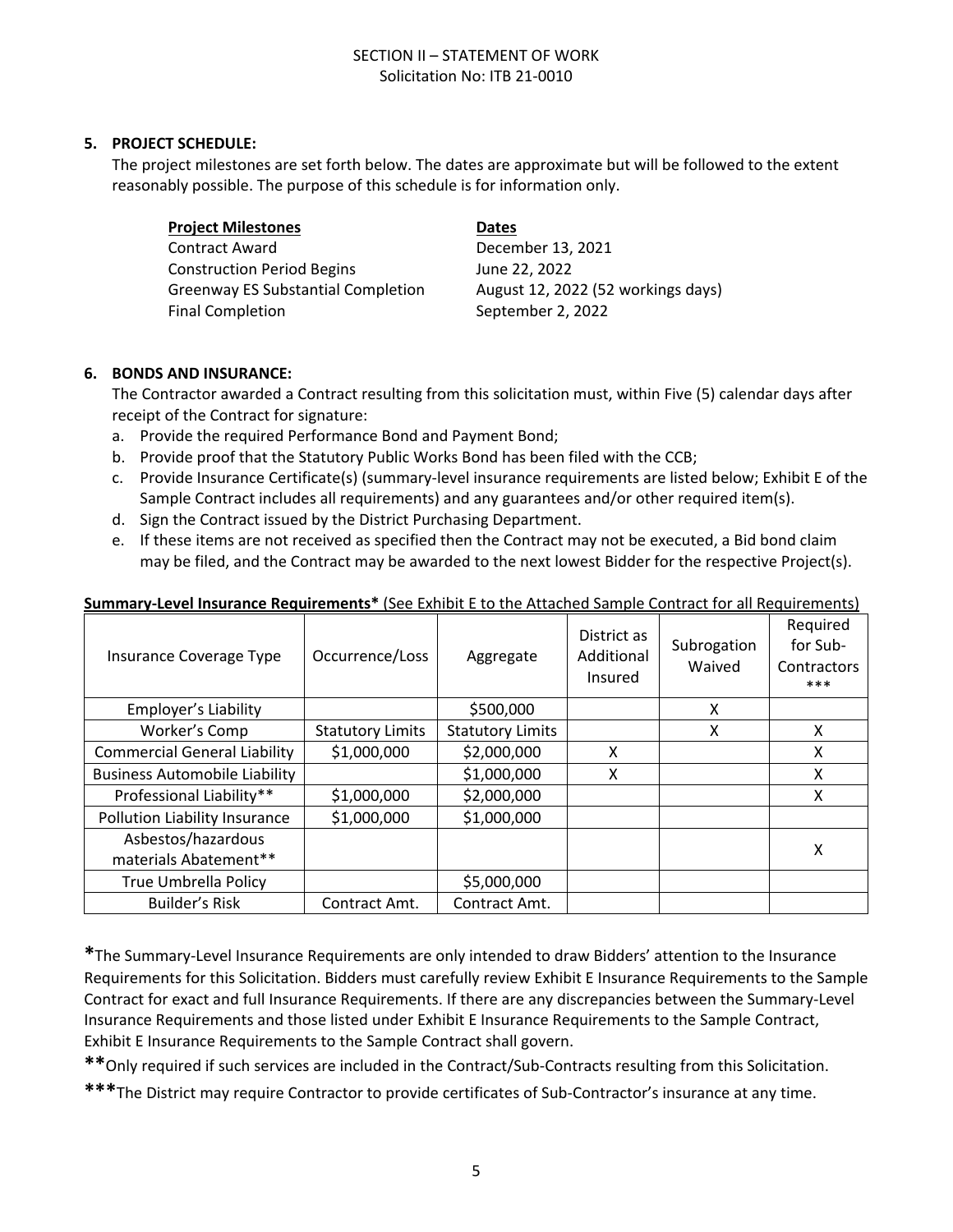## 5. PROJECT SCHEDULE:

The project milestones are set forth below. The dates are approximate but will be followed to the extent reasonably possible. The purpose of this schedule is for information only.

| **Project Milestones** | **Dates** |
|---|---|
| Contract Award | December 13, 2021 |
| Construction Period Begins | June 22, 2022 |
| Greenway ES Substantial Completion | August 12, 2022 (52 workings days) |
| Final Completion | September 2, 2022 |

## 6. BONDS AND INSURANCE:

The Contractor awarded a Contract resulting from this solicitation must, within Five (5) calendar days after receipt of the Contract for signature:

a. Provide the required Performance Bond and Payment Bond;
b. Provide proof that the Statutory Public Works Bond has been filed with the CCB;
c. Provide Insurance Certificate(s) (summary-level insurance requirements are listed below; Exhibit E of the Sample Contract includes all requirements) and any guarantees and/or other required item(s).
d. Sign the Contract issued by the District Purchasing Department.
e. If these items are not received as specified then the Contract may not be executed, a Bid bond claim may be filed, and the Contract may be awarded to the next lowest Bidder for the respective Project(s).

**Summary-Level Insurance Requirements*** (See Exhibit E to the Attached Sample Contract for all Requirements)

| Insurance Coverage Type | Occurrence/Loss | Aggregate | District as Additional Insured | Subrogation Waived | Required for Sub-Contractors *** |
|---|---|---|---|---|---|
| Employer's Liability | | $500,000 | | X | |
| Worker's Comp | Statutory Limits | Statutory Limits | | X | X |
| Commercial General Liability | $1,000,000 | $2,000,000 | X | | X |
| Business Automobile Liability | | $1,000,000 | X | | X |
| Professional Liability** | $1,000,000 | $2,000,000 | | | X |
| Pollution Liability Insurance | $1,000,000 | $1,000,000 | | | |
| Asbestos/hazardous materials Abatement** | | | | | X |
| True Umbrella Policy | | $5,000,000 | | | |
| Builder's Risk | Contract Amt. | Contract Amt. | | | |

***The Summary-Level Insurance Requirements are only intended to draw Bidders' attention to the Insurance Requirements for this Solicitation. Bidders must carefully review Exhibit E Insurance Requirements to the Sample Contract for exact and full Insurance Requirements. If there are any discrepancies between the Summary-Level Insurance Requirements and those listed under Exhibit E Insurance Requirements to the Sample Contract, Exhibit E Insurance Requirements to the Sample Contract shall govern.

****Only required if such services are included in the Contract/Sub-Contracts resulting from this Solicitation.

*****The District may require Contractor to provide certificates of Sub-Contractor's insurance at any time.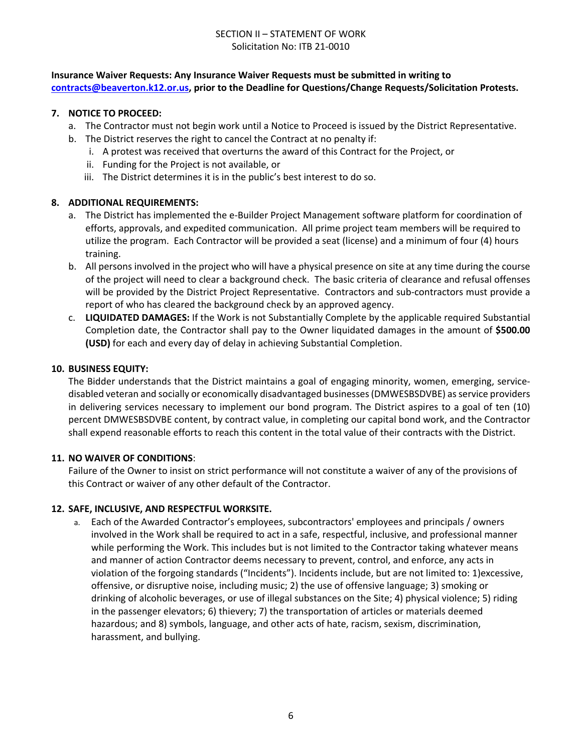SECTION II – STATEMENT OF WORK
Solicitation No: ITB 21-0010

**Insurance Waiver Requests: Any Insurance Waiver Requests must be submitted in writing to [contracts@beaverton.k12.or.us](mailto:contracts@beaverton.k12.or.us), prior to the Deadline for Questions/Change Requests/Solicitation Protests.**

**7. NOTICE TO PROCEED:**

a. The Contractor must not begin work until a Notice to Proceed is issued by the District Representative.
b. The District reserves the right to cancel the Contract at no penalty if:
   i. A protest was received that overturns the award of this Contract for the Project, or
   ii. Funding for the Project is not available, or
   iii. The District determines it is in the public's best interest to do so.

**8. ADDITIONAL REQUIREMENTS:**

a. The District has implemented the e-Builder Project Management software platform for coordination of efforts, approvals, and expedited communication. All prime project team members will be required to utilize the program. Each Contractor will be provided a seat (license) and a minimum of four (4) hours training.
b. All persons involved in the project who will have a physical presence on site at any time during the course of the project will need to clear a background check. The basic criteria of clearance and refusal offenses will be provided by the District Project Representative. Contractors and sub-contractors must provide a report of who has cleared the background check by an approved agency.
c. **LIQUIDATED DAMAGES:** If the Work is not Substantially Complete by the applicable required Substantial Completion date, the Contractor shall pay to the Owner liquidated damages in the amount of **$500.00 (USD)** for each and every day of delay in achieving Substantial Completion.

**10. BUSINESS EQUITY:**

The Bidder understands that the District maintains a goal of engaging minority, women, emerging, service-disabled veteran and socially or economically disadvantaged businesses (DMWESBSDVBE) as service providers in delivering services necessary to implement our bond program. The District aspires to a goal of ten (10) percent DMWESBSDVBE content, by contract value, in completing our capital bond work, and the Contractor shall expend reasonable efforts to reach this content in the total value of their contracts with the District.

**11. NO WAIVER OF CONDITIONS**:

Failure of the Owner to insist on strict performance will not constitute a waiver of any of the provisions of this Contract or waiver of any other default of the Contractor.

**12. SAFE, INCLUSIVE, AND RESPECTFUL WORKSITE.**

a. Each of the Awarded Contractor's employees, subcontractors' employees and principals / owners involved in the Work shall be required to act in a safe, respectful, inclusive, and professional manner while performing the Work. This includes but is not limited to the Contractor taking whatever means and manner of action Contractor deems necessary to prevent, control, and enforce, any acts in violation of the forgoing standards ("Incidents"). Incidents include, but are not limited to: 1)excessive, offensive, or disruptive noise, including music; 2) the use of offensive language; 3) smoking or drinking of alcoholic beverages, or use of illegal substances on the Site; 4) physical violence; 5) riding in the passenger elevators; 6) thievery; 7) the transportation of articles or materials deemed hazardous; and 8) symbols, language, and other acts of hate, racism, sexism, discrimination, harassment, and bullying.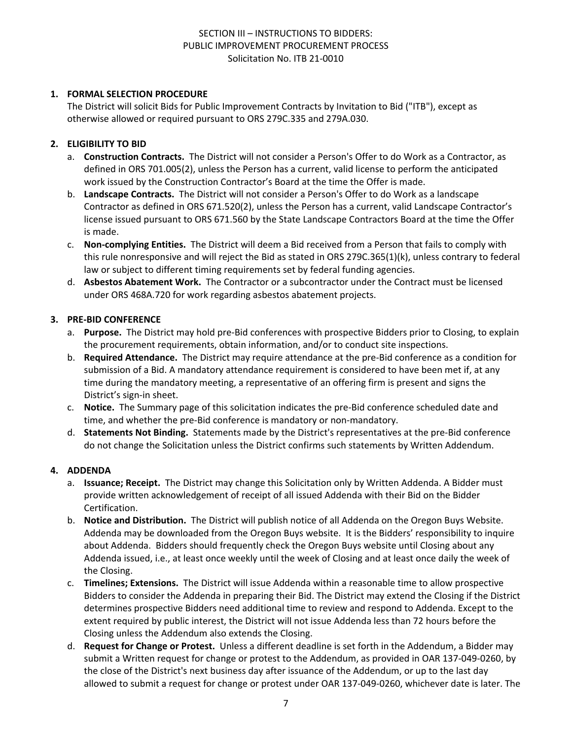SECTION III – INSTRUCTIONS TO BIDDERS:
PUBLIC IMPROVEMENT PROCUREMENT PROCESS
Solicitation No. ITB 21-0010

1. **FORMAL SELECTION PROCEDURE**

   The District will solicit Bids for Public Improvement Contracts by Invitation to Bid ("ITB"), except as otherwise allowed or required pursuant to ORS 279C.335 and 279A.030.

2. **ELIGIBILITY TO BID**
   a. **Construction Contracts.** The District will not consider a Person's Offer to do Work as a Contractor, as defined in ORS 701.005(2), unless the Person has a current, valid license to perform the anticipated work issued by the Construction Contractor's Board at the time the Offer is made.
   b. **Landscape Contracts.** The District will not consider a Person's Offer to do Work as a landscape Contractor as defined in ORS 671.520(2), unless the Person has a current, valid Landscape Contractor's license issued pursuant to ORS 671.560 by the State Landscape Contractors Board at the time the Offer is made.
   c. **Non-complying Entities.** The District will deem a Bid received from a Person that fails to comply with this rule nonresponsive and will reject the Bid as stated in ORS 279C.365(1)(k), unless contrary to federal law or subject to different timing requirements set by federal funding agencies.
   d. **Asbestos Abatement Work.** The Contractor or a subcontractor under the Contract must be licensed under ORS 468A.720 for work regarding asbestos abatement projects.

3. **PRE-BID CONFERENCE**
   a. **Purpose.** The District may hold pre-Bid conferences with prospective Bidders prior to Closing, to explain the procurement requirements, obtain information, and/or to conduct site inspections.
   b. **Required Attendance.** The District may require attendance at the pre-Bid conference as a condition for submission of a Bid. A mandatory attendance requirement is considered to have been met if, at any time during the mandatory meeting, a representative of an offering firm is present and signs the District's sign-in sheet.
   c. **Notice.** The Summary page of this solicitation indicates the pre-Bid conference scheduled date and time, and whether the pre-Bid conference is mandatory or non-mandatory.
   d. **Statements Not Binding.** Statements made by the District's representatives at the pre-Bid conference do not change the Solicitation unless the District confirms such statements by Written Addendum.

4. **ADDENDA**
   a. **Issuance; Receipt.** The District may change this Solicitation only by Written Addenda. A Bidder must provide written acknowledgement of receipt of all issued Addenda with their Bid on the Bidder Certification.
   b. **Notice and Distribution.** The District will publish notice of all Addenda on the Oregon Buys Website. Addenda may be downloaded from the Oregon Buys website. It is the Bidders' responsibility to inquire about Addenda. Bidders should frequently check the Oregon Buys website until Closing about any Addenda issued, i.e., at least once weekly until the week of Closing and at least once daily the week of the Closing.
   c. **Timelines; Extensions.** The District will issue Addenda within a reasonable time to allow prospective Bidders to consider the Addenda in preparing their Bid. The District may extend the Closing if the District determines prospective Bidders need additional time to review and respond to Addenda. Except to the extent required by public interest, the District will not issue Addenda less than 72 hours before the Closing unless the Addendum also extends the Closing.
   d. **Request for Change or Protest.** Unless a different deadline is set forth in the Addendum, a Bidder may submit a Written request for change or protest to the Addendum, as provided in OAR 137-049-0260, by the close of the District's next business day after issuance of the Addendum, or up to the last day allowed to submit a request for change or protest under OAR 137-049-0260, whichever date is later. The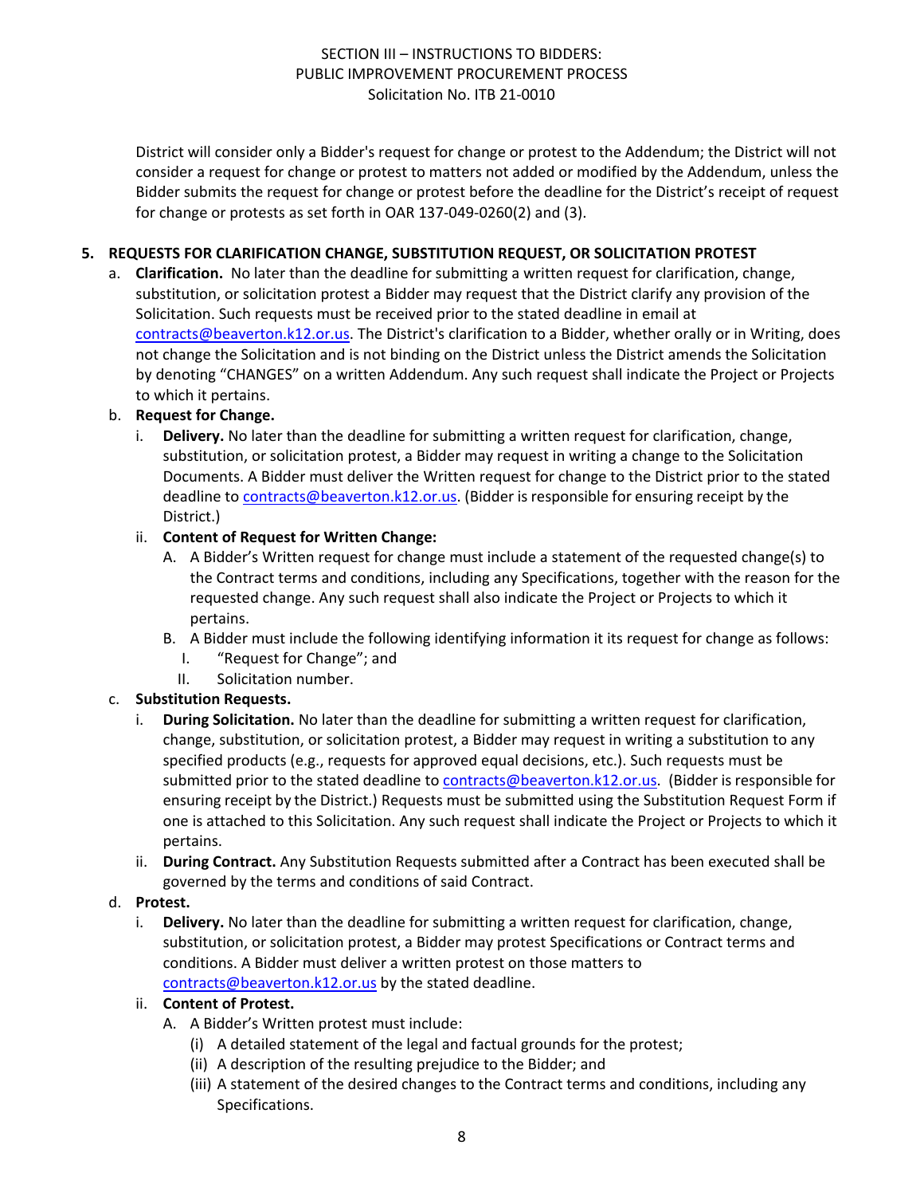District will consider only a Bidder's request for change or protest to the Addendum; the District will not consider a request for change or protest to matters not added or modified by the Addendum, unless the Bidder submits the request for change or protest before the deadline for the District's receipt of request for change or protests as set forth in OAR 137-049-0260(2) and (3).

**5. REQUESTS FOR CLARIFICATION CHANGE, SUBSTITUTION REQUEST, OR SOLICITATION PROTEST**

a. **Clarification.** No later than the deadline for submitting a written request for clarification, change, substitution, or solicitation protest a Bidder may request that the District clarify any provision of the Solicitation. Such requests must be received prior to the stated deadline in email at contracts@beaverton.k12.or.us. The District's clarification to a Bidder, whether orally or in Writing, does not change the Solicitation and is not binding on the District unless the District amends the Solicitation by denoting "CHANGES" on a written Addendum. Any such request shall indicate the Project or Projects to which it pertains.

b. **Request for Change.**

   i. **Delivery.** No later than the deadline for submitting a written request for clarification, change, substitution, or solicitation protest, a Bidder may request in writing a change to the Solicitation Documents. A Bidder must deliver the Written request for change to the District prior to the stated deadline to contracts@beaverton.k12.or.us. (Bidder is responsible for ensuring receipt by the District.)

   ii. **Content of Request for Written Change:**

      A. A Bidder's Written request for change must include a statement of the requested change(s) to the Contract terms and conditions, including any Specifications, together with the reason for the requested change. Any such request shall also indicate the Project or Projects to which it pertains.

      B. A Bidder must include the following identifying information it its request for change as follows:

         I. "Request for Change"; and

         II. Solicitation number.

c. **Substitution Requests.**

   i. **During Solicitation.** No later than the deadline for submitting a written request for clarification, change, substitution, or solicitation protest, a Bidder may request in writing a substitution to any specified products (e.g., requests for approved equal decisions, etc.). Such requests must be submitted prior to the stated deadline to contracts@beaverton.k12.or.us. (Bidder is responsible for ensuring receipt by the District.) Requests must be submitted using the Substitution Request Form if one is attached to this Solicitation. Any such request shall indicate the Project or Projects to which it pertains.

   ii. **During Contract.** Any Substitution Requests submitted after a Contract has been executed shall be governed by the terms and conditions of said Contract.

d. **Protest.**

   i. **Delivery.** No later than the deadline for submitting a written request for clarification, change, substitution, or solicitation protest, a Bidder may protest Specifications or Contract terms and conditions. A Bidder must deliver a written protest on those matters to contracts@beaverton.k12.or.us by the stated deadline.

   ii. **Content of Protest.**

      A. A Bidder's Written protest must include:

         (i) A detailed statement of the legal and factual grounds for the protest;

         (ii) A description of the resulting prejudice to the Bidder; and

         (iii) A statement of the desired changes to the Contract terms and conditions, including any Specifications.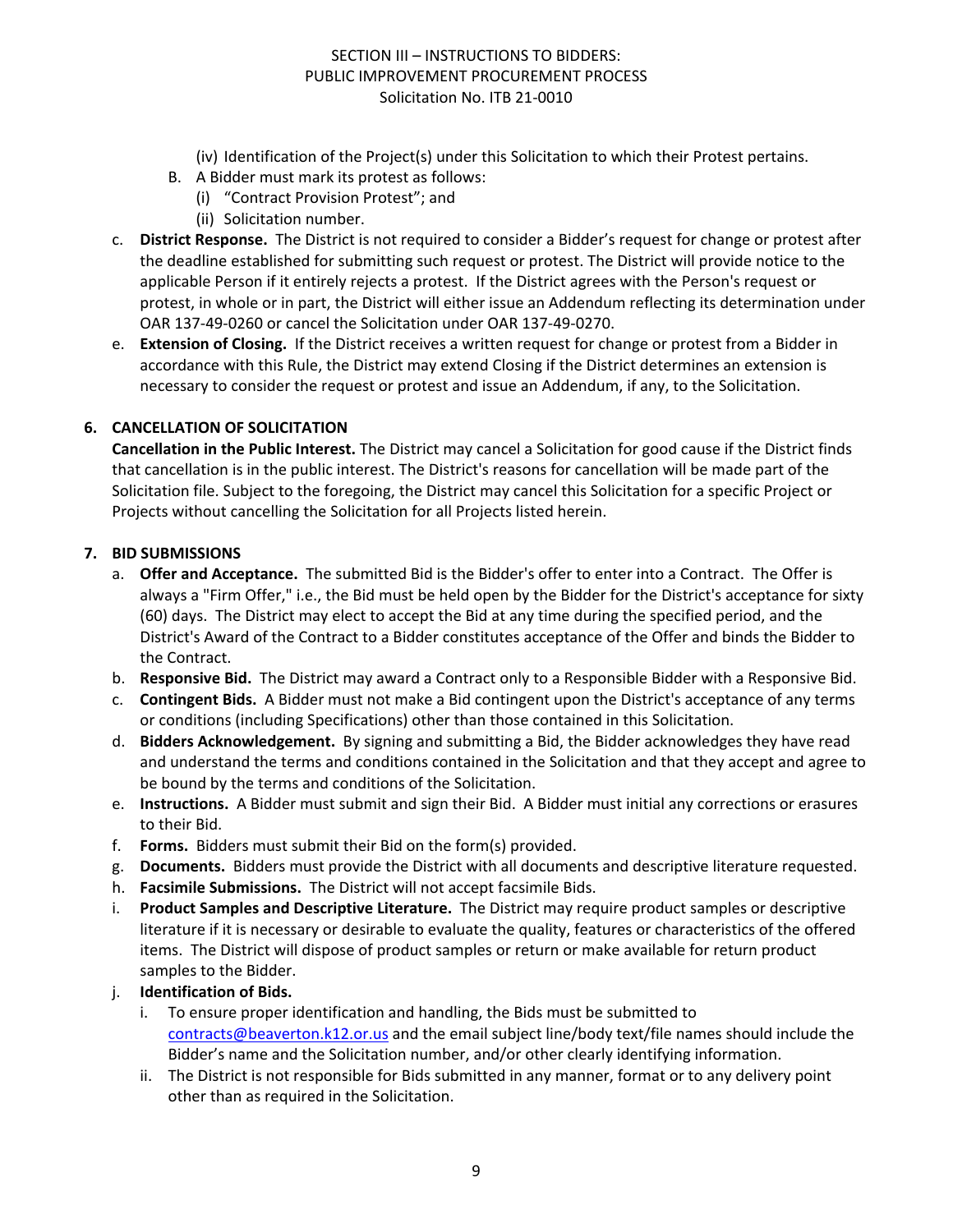(iv) Identification of the Project(s) under this Solicitation to which their Protest pertains.

B. A Bidder must mark its protest as follows:

(i) "Contract Provision Protest"; and

(ii) Solicitation number.

c. **District Response.** The District is not required to consider a Bidder's request for change or protest after the deadline established for submitting such request or protest. The District will provide notice to the applicable Person if it entirely rejects a protest. If the District agrees with the Person's request or protest, in whole or in part, the District will either issue an Addendum reflecting its determination under OAR 137-49-0260 or cancel the Solicitation under OAR 137-49-0270.

e. **Extension of Closing.** If the District receives a written request for change or protest from a Bidder in accordance with this Rule, the District may extend Closing if the District determines an extension is necessary to consider the request or protest and issue an Addendum, if any, to the Solicitation.

## 6. CANCELLATION OF SOLICITATION

**Cancellation in the Public Interest.** The District may cancel a Solicitation for good cause if the District finds that cancellation is in the public interest. The District's reasons for cancellation will be made part of the Solicitation file. Subject to the foregoing, the District may cancel this Solicitation for a specific Project or Projects without cancelling the Solicitation for all Projects listed herein.

## 7. BID SUBMISSIONS

a. **Offer and Acceptance.** The submitted Bid is the Bidder's offer to enter into a Contract. The Offer is always a "Firm Offer," i.e., the Bid must be held open by the Bidder for the District's acceptance for sixty (60) days. The District may elect to accept the Bid at any time during the specified period, and the District's Award of the Contract to a Bidder constitutes acceptance of the Offer and binds the Bidder to the Contract.

b. **Responsive Bid.** The District may award a Contract only to a Responsible Bidder with a Responsive Bid.

c. **Contingent Bids.** A Bidder must not make a Bid contingent upon the District's acceptance of any terms or conditions (including Specifications) other than those contained in this Solicitation.

d. **Bidders Acknowledgement.** By signing and submitting a Bid, the Bidder acknowledges they have read and understand the terms and conditions contained in the Solicitation and that they accept and agree to be bound by the terms and conditions of the Solicitation.

e. **Instructions.** A Bidder must submit and sign their Bid. A Bidder must initial any corrections or erasures to their Bid.

f. **Forms.** Bidders must submit their Bid on the form(s) provided.

g. **Documents.** Bidders must provide the District with all documents and descriptive literature requested.

h. **Facsimile Submissions.** The District will not accept facsimile Bids.

i. **Product Samples and Descriptive Literature.** The District may require product samples or descriptive literature if it is necessary or desirable to evaluate the quality, features or characteristics of the offered items. The District will dispose of product samples or return or make available for return product samples to the Bidder.

j. **Identification of Bids.**

i. To ensure proper identification and handling, the Bids must be submitted to contracts@beaverton.k12.or.us and the email subject line/body text/file names should include the Bidder's name and the Solicitation number, and/or other clearly identifying information.

ii. The District is not responsible for Bids submitted in any manner, format or to any delivery point other than as required in the Solicitation.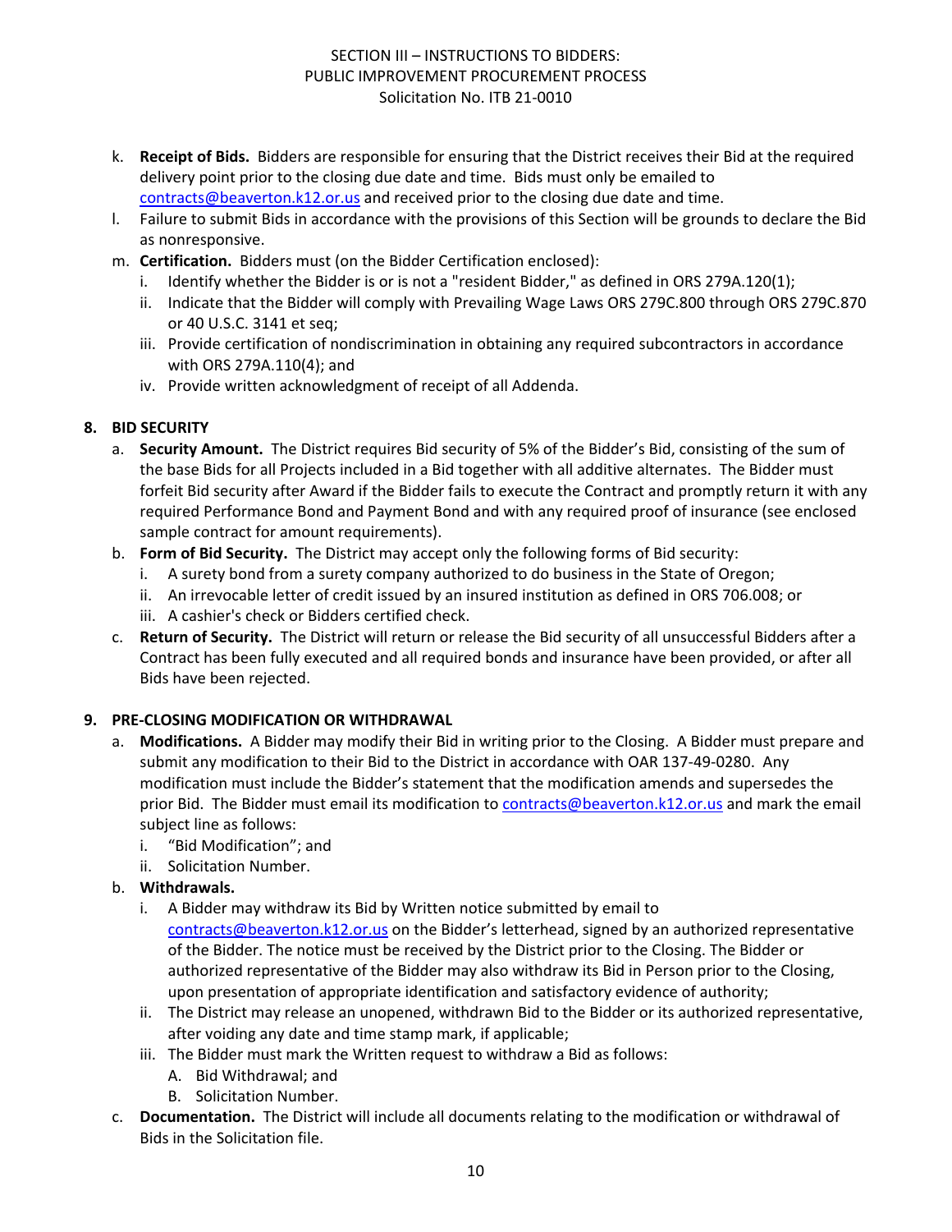k. **Receipt of Bids.** Bidders are responsible for ensuring that the District receives their Bid at the required delivery point prior to the closing due date and time. Bids must only be emailed to contracts@beaverton.k12.or.us and received prior to the closing due date and time.

l. Failure to submit Bids in accordance with the provisions of this Section will be grounds to declare the Bid as nonresponsive.

m. **Certification.** Bidders must (on the Bidder Certification enclosed):
   i. Identify whether the Bidder is or is not a "resident Bidder," as defined in ORS 279A.120(1);
   ii. Indicate that the Bidder will comply with Prevailing Wage Laws ORS 279C.800 through ORS 279C.870 or 40 U.S.C. 3141 et seq;
   iii. Provide certification of nondiscrimination in obtaining any required subcontractors in accordance with ORS 279A.110(4); and
   iv. Provide written acknowledgment of receipt of all Addenda.

## 8. BID SECURITY

a. **Security Amount.** The District requires Bid security of 5% of the Bidder's Bid, consisting of the sum of the base Bids for all Projects included in a Bid together with all additive alternates. The Bidder must forfeit Bid security after Award if the Bidder fails to execute the Contract and promptly return it with any required Performance Bond and Payment Bond and with any required proof of insurance (see enclosed sample contract for amount requirements).

b. **Form of Bid Security.** The District may accept only the following forms of Bid security:
   i. A surety bond from a surety company authorized to do business in the State of Oregon;
   ii. An irrevocable letter of credit issued by an insured institution as defined in ORS 706.008; or
   iii. A cashier's check or Bidders certified check.

c. **Return of Security.** The District will return or release the Bid security of all unsuccessful Bidders after a Contract has been fully executed and all required bonds and insurance have been provided, or after all Bids have been rejected.

## 9. PRE-CLOSING MODIFICATION OR WITHDRAWAL

a. **Modifications.** A Bidder may modify their Bid in writing prior to the Closing. A Bidder must prepare and submit any modification to their Bid to the District in accordance with OAR 137-49-0280. Any modification must include the Bidder's statement that the modification amends and supersedes the prior Bid. The Bidder must email its modification to contracts@beaverton.k12.or.us and mark the email subject line as follows:
   i. "Bid Modification"; and
   ii. Solicitation Number.

b. **Withdrawals.**
   i. A Bidder may withdraw its Bid by Written notice submitted by email to contracts@beaverton.k12.or.us on the Bidder's letterhead, signed by an authorized representative of the Bidder. The notice must be received by the District prior to the Closing. The Bidder or authorized representative of the Bidder may also withdraw its Bid in Person prior to the Closing, upon presentation of appropriate identification and satisfactory evidence of authority;
   ii. The District may release an unopened, withdrawn Bid to the Bidder or its authorized representative, after voiding any date and time stamp mark, if applicable;
   iii. The Bidder must mark the Written request to withdraw a Bid as follows:
      A. Bid Withdrawal; and
      B. Solicitation Number.

c. **Documentation.** The District will include all documents relating to the modification or withdrawal of Bids in the Solicitation file.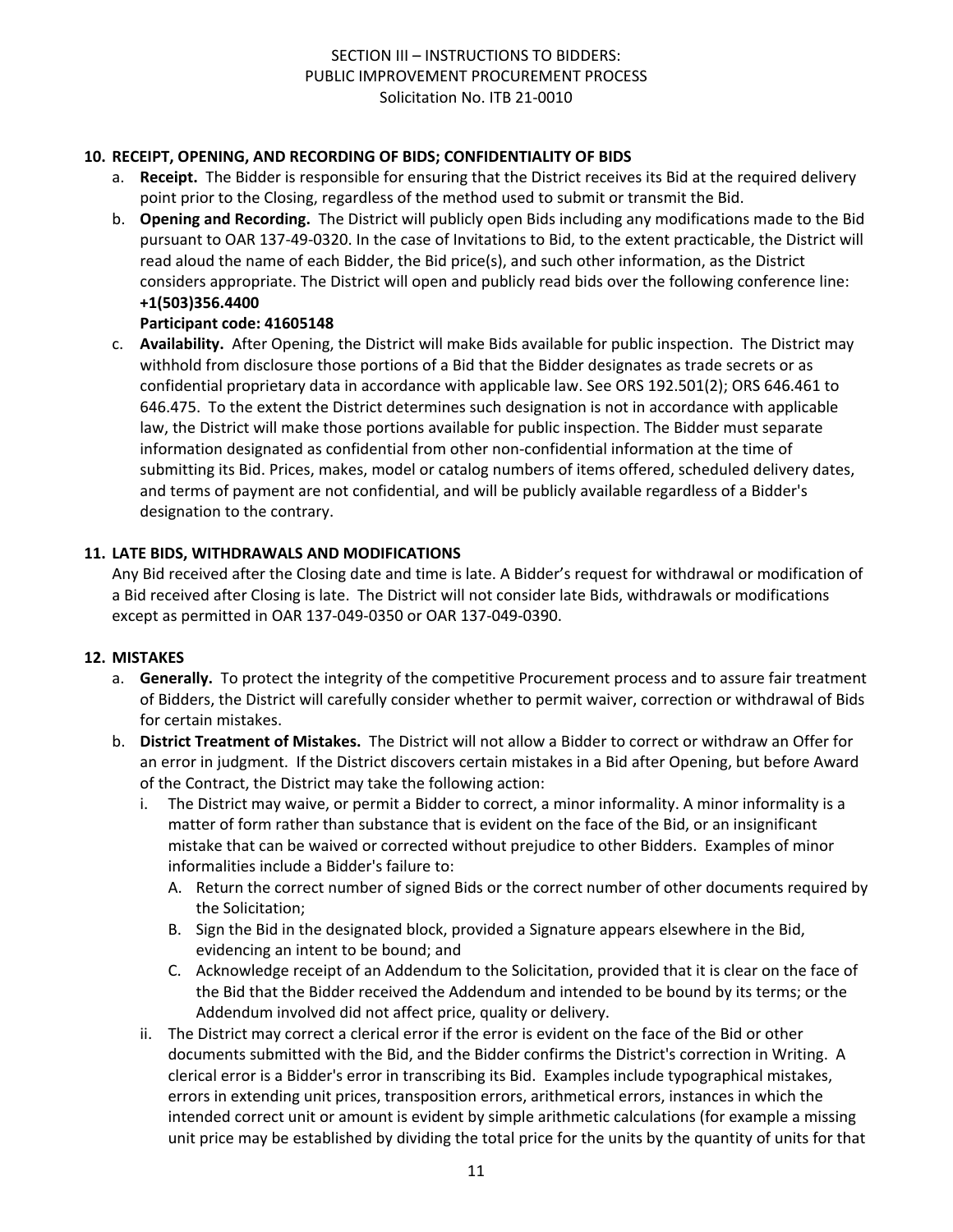## 10. RECEIPT, OPENING, AND RECORDING OF BIDS; CONFIDENTIALITY OF BIDS

a. **Receipt.** The Bidder is responsible for ensuring that the District receives its Bid at the required delivery point prior to the Closing, regardless of the method used to submit or transmit the Bid.

b. **Opening and Recording.** The District will publicly open Bids including any modifications made to the Bid pursuant to OAR 137-49-0320. In the case of Invitations to Bid, to the extent practicable, the District will read aloud the name of each Bidder, the Bid price(s), and such other information, as the District considers appropriate. The District will open and publicly read bids over the following conference line: **+1(503)356.4400**
**Participant code: 41605148**

c. **Availability.** After Opening, the District will make Bids available for public inspection. The District may withhold from disclosure those portions of a Bid that the Bidder designates as trade secrets or as confidential proprietary data in accordance with applicable law. See ORS 192.501(2); ORS 646.461 to 646.475. To the extent the District determines such designation is not in accordance with applicable law, the District will make those portions available for public inspection. The Bidder must separate information designated as confidential from other non-confidential information at the time of submitting its Bid. Prices, makes, model or catalog numbers of items offered, scheduled delivery dates, and terms of payment are not confidential, and will be publicly available regardless of a Bidder's designation to the contrary.

## 11. LATE BIDS, WITHDRAWALS AND MODIFICATIONS

Any Bid received after the Closing date and time is late. A Bidder's request for withdrawal or modification of a Bid received after Closing is late. The District will not consider late Bids, withdrawals or modifications except as permitted in OAR 137-049-0350 or OAR 137-049-0390.

## 12. MISTAKES

a. **Generally.** To protect the integrity of the competitive Procurement process and to assure fair treatment of Bidders, the District will carefully consider whether to permit waiver, correction or withdrawal of Bids for certain mistakes.

b. **District Treatment of Mistakes.** The District will not allow a Bidder to correct or withdraw an Offer for an error in judgment. If the District discovers certain mistakes in a Bid after Opening, but before Award of the Contract, the District may take the following action:

   i. The District may waive, or permit a Bidder to correct, a minor informality. A minor informality is a matter of form rather than substance that is evident on the face of the Bid, or an insignificant mistake that can be waived or corrected without prejudice to other Bidders. Examples of minor informalities include a Bidder's failure to:

      A. Return the correct number of signed Bids or the correct number of other documents required by the Solicitation;

      B. Sign the Bid in the designated block, provided a Signature appears elsewhere in the Bid, evidencing an intent to be bound; and

      C. Acknowledge receipt of an Addendum to the Solicitation, provided that it is clear on the face of the Bid that the Bidder received the Addendum and intended to be bound by its terms; or the Addendum involved did not affect price, quality or delivery.

   ii. The District may correct a clerical error if the error is evident on the face of the Bid or other documents submitted with the Bid, and the Bidder confirms the District's correction in Writing. A clerical error is a Bidder's error in transcribing its Bid. Examples include typographical mistakes, errors in extending unit prices, transposition errors, arithmetical errors, instances in which the intended correct unit or amount is evident by simple arithmetic calculations (for example a missing unit price may be established by dividing the total price for the units by the quantity of units for that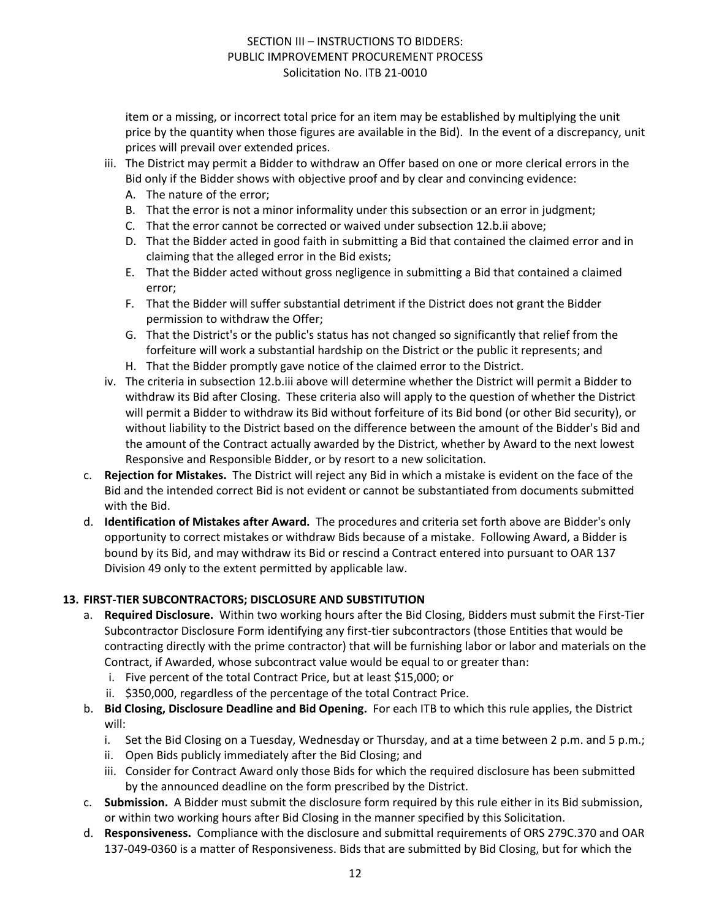item or a missing, or incorrect total price for an item may be established by multiplying the unit price by the quantity when those figures are available in the Bid). In the event of a discrepancy, unit prices will prevail over extended prices.

iii. The District may permit a Bidder to withdraw an Offer based on one or more clerical errors in the Bid only if the Bidder shows with objective proof and by clear and convincing evidence:
   - A. The nature of the error;
   - B. That the error is not a minor informality under this subsection or an error in judgment;
   - C. That the error cannot be corrected or waived under subsection 12.b.ii above;
   - D. That the Bidder acted in good faith in submitting a Bid that contained the claimed error and in claiming that the alleged error in the Bid exists;
   - E. That the Bidder acted without gross negligence in submitting a Bid that contained a claimed error;
   - F. That the Bidder will suffer substantial detriment if the District does not grant the Bidder permission to withdraw the Offer;
   - G. That the District's or the public's status has not changed so significantly that relief from the forfeiture will work a substantial hardship on the District or the public it represents; and
   - H. That the Bidder promptly gave notice of the claimed error to the District.

iv. The criteria in subsection 12.b.iii above will determine whether the District will permit a Bidder to withdraw its Bid after Closing. These criteria also will apply to the question of whether the District will permit a Bidder to withdraw its Bid without forfeiture of its Bid bond (or other Bid security), or without liability to the District based on the difference between the amount of the Bidder's Bid and the amount of the Contract actually awarded by the District, whether by Award to the next lowest Responsive and Responsible Bidder, or by resort to a new solicitation.

c. **Rejection for Mistakes.** The District will reject any Bid in which a mistake is evident on the face of the Bid and the intended correct Bid is not evident or cannot be substantiated from documents submitted with the Bid.

d. **Identification of Mistakes after Award.** The procedures and criteria set forth above are Bidder's only opportunity to correct mistakes or withdraw Bids because of a mistake. Following Award, a Bidder is bound by its Bid, and may withdraw its Bid or rescind a Contract entered into pursuant to OAR 137 Division 49 only to the extent permitted by applicable law.

**13. FIRST-TIER SUBCONTRACTORS; DISCLOSURE AND SUBSTITUTION**

a. **Required Disclosure.** Within two working hours after the Bid Closing, Bidders must submit the First-Tier Subcontractor Disclosure Form identifying any first-tier subcontractors (those Entities that would be contracting directly with the prime contractor) that will be furnishing labor or labor and materials on the Contract, if Awarded, whose subcontract value would be equal to or greater than:
   - i. Five percent of the total Contract Price, but at least $15,000; or
   - ii. $350,000, regardless of the percentage of the total Contract Price.

b. **Bid Closing, Disclosure Deadline and Bid Opening.** For each ITB to which this rule applies, the District will:
   - i. Set the Bid Closing on a Tuesday, Wednesday or Thursday, and at a time between 2 p.m. and 5 p.m.;
   - ii. Open Bids publicly immediately after the Bid Closing; and
   - iii. Consider for Contract Award only those Bids for which the required disclosure has been submitted by the announced deadline on the form prescribed by the District.

c. **Submission.** A Bidder must submit the disclosure form required by this rule either in its Bid submission, or within two working hours after Bid Closing in the manner specified by this Solicitation.

d. **Responsiveness.** Compliance with the disclosure and submittal requirements of ORS 279C.370 and OAR 137-049-0360 is a matter of Responsiveness. Bids that are submitted by Bid Closing, but for which the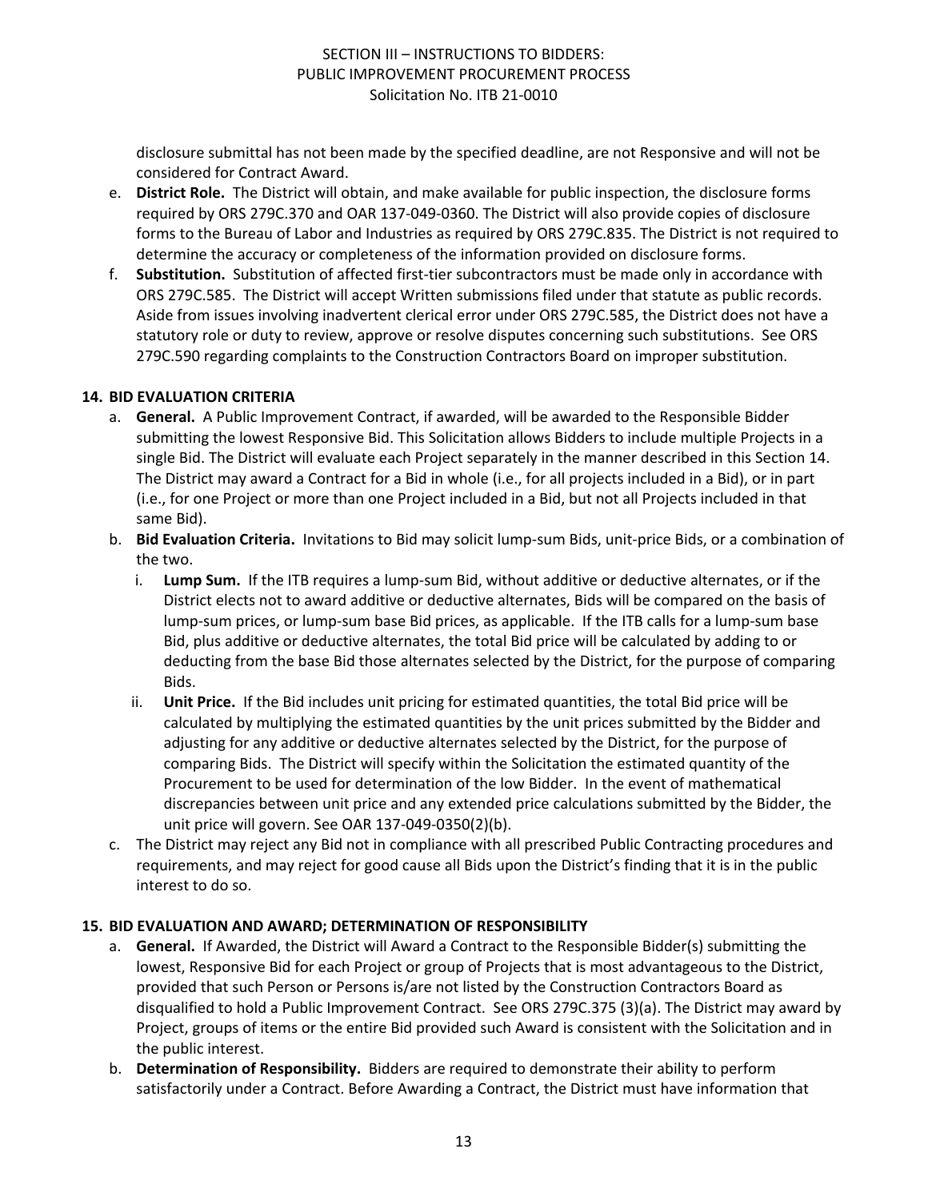disclosure submittal has not been made by the specified deadline, are not Responsive and will not be considered for Contract Award.

e. **District Role.** The District will obtain, and make available for public inspection, the disclosure forms required by ORS 279C.370 and OAR 137-049-0360. The District will also provide copies of disclosure forms to the Bureau of Labor and Industries as required by ORS 279C.835. The District is not required to determine the accuracy or completeness of the information provided on disclosure forms.

f. **Substitution.** Substitution of affected first-tier subcontractors must be made only in accordance with ORS 279C.585. The District will accept Written submissions filed under that statute as public records. Aside from issues involving inadvertent clerical error under ORS 279C.585, the District does not have a statutory role or duty to review, approve or resolve disputes concerning such substitutions. See ORS 279C.590 regarding complaints to the Construction Contractors Board on improper substitution.

## 14. BID EVALUATION CRITERIA

a. **General.** A Public Improvement Contract, if awarded, will be awarded to the Responsible Bidder submitting the lowest Responsive Bid. This Solicitation allows Bidders to include multiple Projects in a single Bid. The District will evaluate each Project separately in the manner described in this Section 14. The District may award a Contract for a Bid in whole (i.e., for all projects included in a Bid), or in part (i.e., for one Project or more than one Project included in a Bid, but not all Projects included in that same Bid).

b. **Bid Evaluation Criteria.** Invitations to Bid may solicit lump-sum Bids, unit-price Bids, or a combination of the two.

   i. **Lump Sum.** If the ITB requires a lump-sum Bid, without additive or deductive alternates, or if the District elects not to award additive or deductive alternates, Bids will be compared on the basis of lump-sum prices, or lump-sum base Bid prices, as applicable. If the ITB calls for a lump-sum base Bid, plus additive or deductive alternates, the total Bid price will be calculated by adding to or deducting from the base Bid those alternates selected by the District, for the purpose of comparing Bids.

   ii. **Unit Price.** If the Bid includes unit pricing for estimated quantities, the total Bid price will be calculated by multiplying the estimated quantities by the unit prices submitted by the Bidder and adjusting for any additive or deductive alternates selected by the District, for the purpose of comparing Bids. The District will specify within the Solicitation the estimated quantity of the Procurement to be used for determination of the low Bidder. In the event of mathematical discrepancies between unit price and any extended price calculations submitted by the Bidder, the unit price will govern. See OAR 137-049-0350(2)(b).

c. The District may reject any Bid not in compliance with all prescribed Public Contracting procedures and requirements, and may reject for good cause all Bids upon the District's finding that it is in the public interest to do so.

## 15. BID EVALUATION AND AWARD; DETERMINATION OF RESPONSIBILITY

a. **General.** If Awarded, the District will Award a Contract to the Responsible Bidder(s) submitting the lowest, Responsive Bid for each Project or group of Projects that is most advantageous to the District, provided that such Person or Persons is/are not listed by the Construction Contractors Board as disqualified to hold a Public Improvement Contract. See ORS 279C.375 (3)(a). The District may award by Project, groups of items or the entire Bid provided such Award is consistent with the Solicitation and in the public interest.

b. **Determination of Responsibility.** Bidders are required to demonstrate their ability to perform satisfactorily under a Contract. Before Awarding a Contract, the District must have information that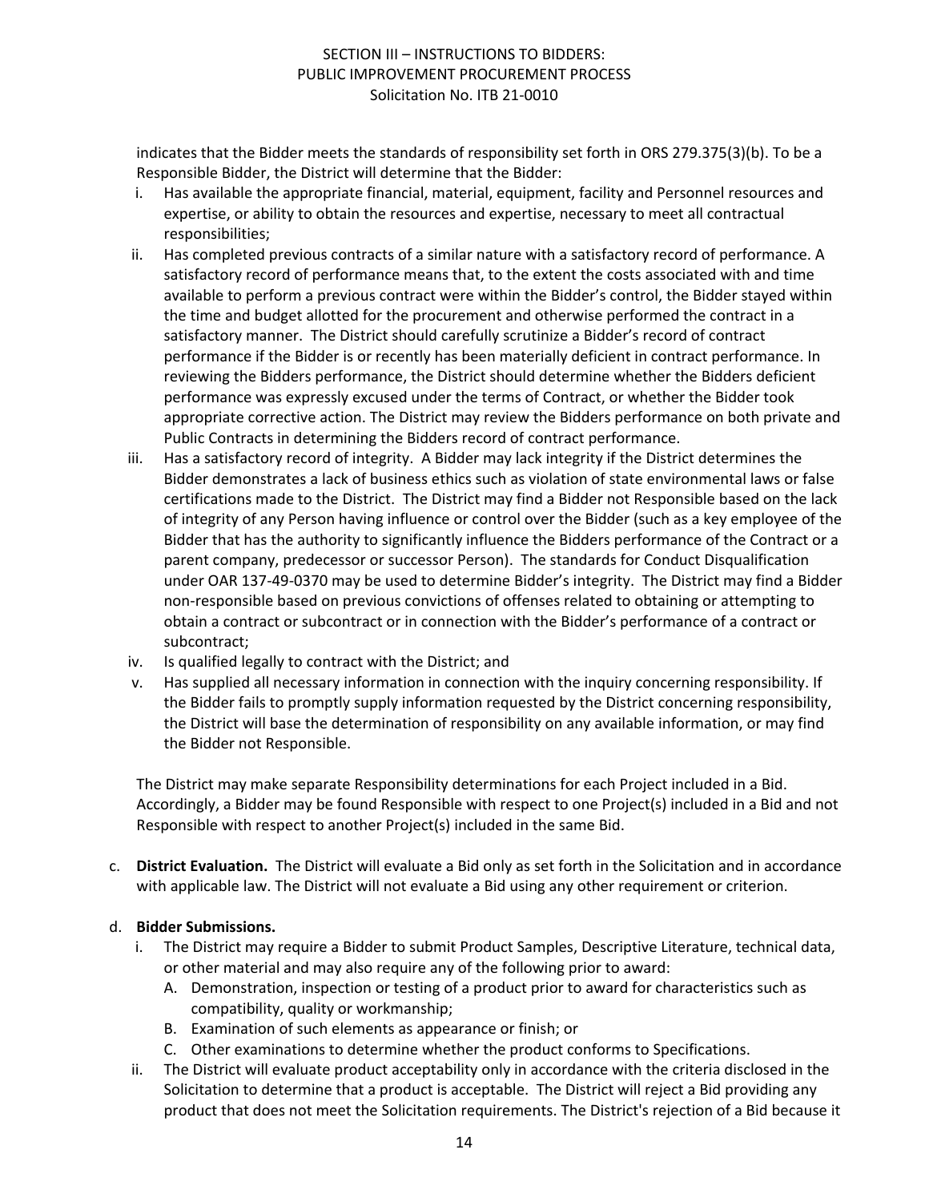indicates that the Bidder meets the standards of responsibility set forth in ORS 279.375(3)(b). To be a Responsible Bidder, the District will determine that the Bidder:

i. Has available the appropriate financial, material, equipment, facility and Personnel resources and expertise, or ability to obtain the resources and expertise, necessary to meet all contractual responsibilities;
ii. Has completed previous contracts of a similar nature with a satisfactory record of performance. A satisfactory record of performance means that, to the extent the costs associated with and time available to perform a previous contract were within the Bidder's control, the Bidder stayed within the time and budget allotted for the procurement and otherwise performed the contract in a satisfactory manner. The District should carefully scrutinize a Bidder's record of contract performance if the Bidder is or recently has been materially deficient in contract performance. In reviewing the Bidders performance, the District should determine whether the Bidders deficient performance was expressly excused under the terms of Contract, or whether the Bidder took appropriate corrective action. The District may review the Bidders performance on both private and Public Contracts in determining the Bidders record of contract performance.
iii. Has a satisfactory record of integrity. A Bidder may lack integrity if the District determines the Bidder demonstrates a lack of business ethics such as violation of state environmental laws or false certifications made to the District. The District may find a Bidder not Responsible based on the lack of integrity of any Person having influence or control over the Bidder (such as a key employee of the Bidder that has the authority to significantly influence the Bidders performance of the Contract or a parent company, predecessor or successor Person). The standards for Conduct Disqualification under OAR 137-49-0370 may be used to determine Bidder's integrity. The District may find a Bidder non-responsible based on previous convictions of offenses related to obtaining or attempting to obtain a contract or subcontract or in connection with the Bidder's performance of a contract or subcontract;
iv. Is qualified legally to contract with the District; and
v. Has supplied all necessary information in connection with the inquiry concerning responsibility. If the Bidder fails to promptly supply information requested by the District concerning responsibility, the District will base the determination of responsibility on any available information, or may find the Bidder not Responsible.

The District may make separate Responsibility determinations for each Project included in a Bid. Accordingly, a Bidder may be found Responsible with respect to one Project(s) included in a Bid and not Responsible with respect to another Project(s) included in the same Bid.

c. **District Evaluation.** The District will evaluate a Bid only as set forth in the Solicitation and in accordance with applicable law. The District will not evaluate a Bid using any other requirement or criterion.

d. **Bidder Submissions.**
   i. The District may require a Bidder to submit Product Samples, Descriptive Literature, technical data, or other material and may also require any of the following prior to award:
      A. Demonstration, inspection or testing of a product prior to award for characteristics such as compatibility, quality or workmanship;
      B. Examination of such elements as appearance or finish; or
      C. Other examinations to determine whether the product conforms to Specifications.
   ii. The District will evaluate product acceptability only in accordance with the criteria disclosed in the Solicitation to determine that a product is acceptable. The District will reject a Bid providing any product that does not meet the Solicitation requirements. The District's rejection of a Bid because it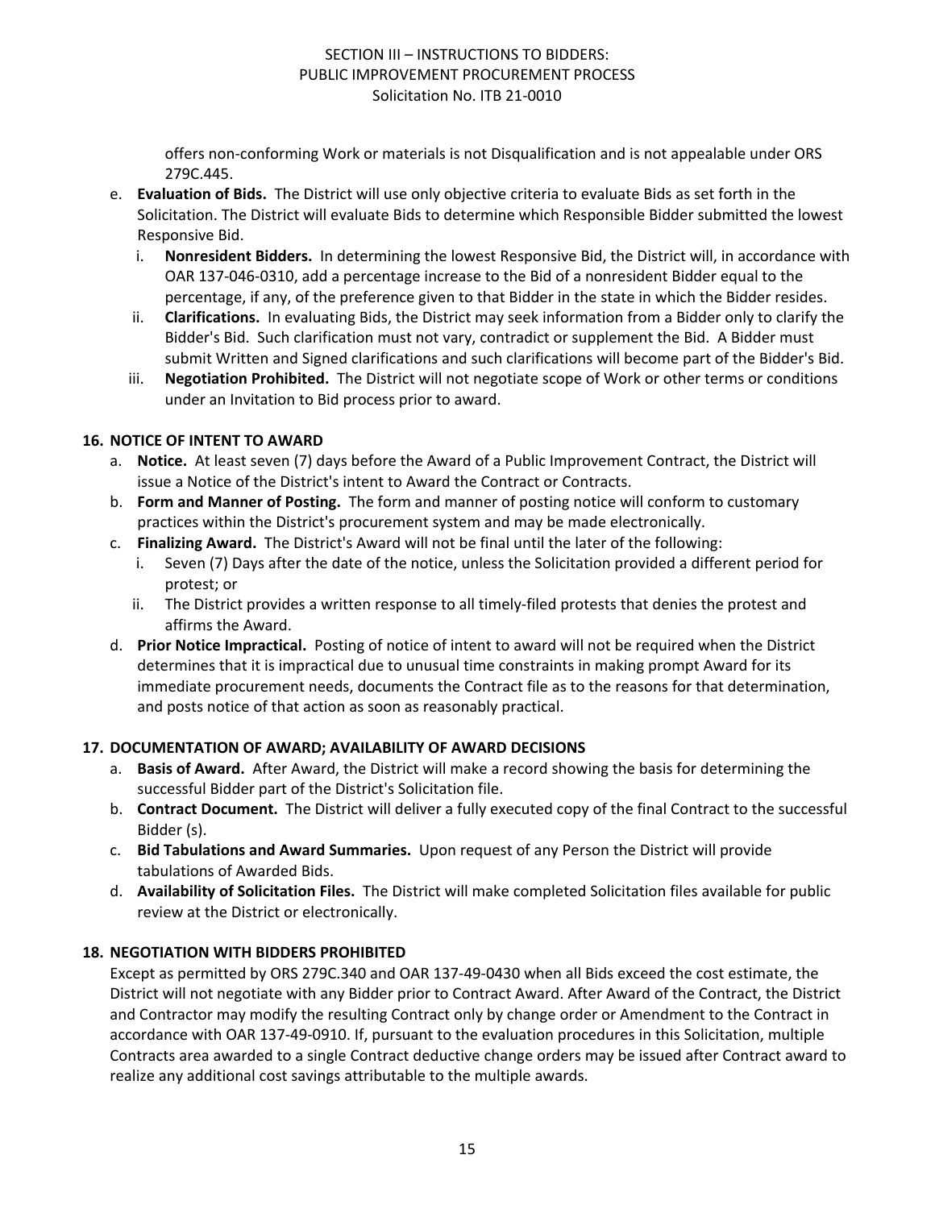offers non-conforming Work or materials is not Disqualification and is not appealable under ORS 279C.445.

e. **Evaluation of Bids.** The District will use only objective criteria to evaluate Bids as set forth in the Solicitation. The District will evaluate Bids to determine which Responsible Bidder submitted the lowest Responsive Bid.
   i. **Nonresident Bidders.** In determining the lowest Responsive Bid, the District will, in accordance with OAR 137-046-0310, add a percentage increase to the Bid of a nonresident Bidder equal to the percentage, if any, of the preference given to that Bidder in the state in which the Bidder resides.
   ii. **Clarifications.** In evaluating Bids, the District may seek information from a Bidder only to clarify the Bidder's Bid. Such clarification must not vary, contradict or supplement the Bid. A Bidder must submit Written and Signed clarifications and such clarifications will become part of the Bidder's Bid.
   iii. **Negotiation Prohibited.** The District will not negotiate scope of Work or other terms or conditions under an Invitation to Bid process prior to award.

## 16. NOTICE OF INTENT TO AWARD

a. **Notice.** At least seven (7) days before the Award of a Public Improvement Contract, the District will issue a Notice of the District's intent to Award the Contract or Contracts.
b. **Form and Manner of Posting.** The form and manner of posting notice will conform to customary practices within the District's procurement system and may be made electronically.
c. **Finalizing Award.** The District's Award will not be final until the later of the following:
   i. Seven (7) Days after the date of the notice, unless the Solicitation provided a different period for protest; or
   ii. The District provides a written response to all timely-filed protests that denies the protest and affirms the Award.
d. **Prior Notice Impractical.** Posting of notice of intent to award will not be required when the District determines that it is impractical due to unusual time constraints in making prompt Award for its immediate procurement needs, documents the Contract file as to the reasons for that determination, and posts notice of that action as soon as reasonably practical.

## 17. DOCUMENTATION OF AWARD; AVAILABILITY OF AWARD DECISIONS

a. **Basis of Award.** After Award, the District will make a record showing the basis for determining the successful Bidder part of the District's Solicitation file.
b. **Contract Document.** The District will deliver a fully executed copy of the final Contract to the successful Bidder (s).
c. **Bid Tabulations and Award Summaries.** Upon request of any Person the District will provide tabulations of Awarded Bids.
d. **Availability of Solicitation Files.** The District will make completed Solicitation files available for public review at the District or electronically.

## 18. NEGOTIATION WITH BIDDERS PROHIBITED

Except as permitted by ORS 279C.340 and OAR 137-49-0430 when all Bids exceed the cost estimate, the District will not negotiate with any Bidder prior to Contract Award. After Award of the Contract, the District and Contractor may modify the resulting Contract only by change order or Amendment to the Contract in accordance with OAR 137-49-0910. If, pursuant to the evaluation procedures in this Solicitation, multiple Contracts area awarded to a single Contract deductive change orders may be issued after Contract award to realize any additional cost savings attributable to the multiple awards.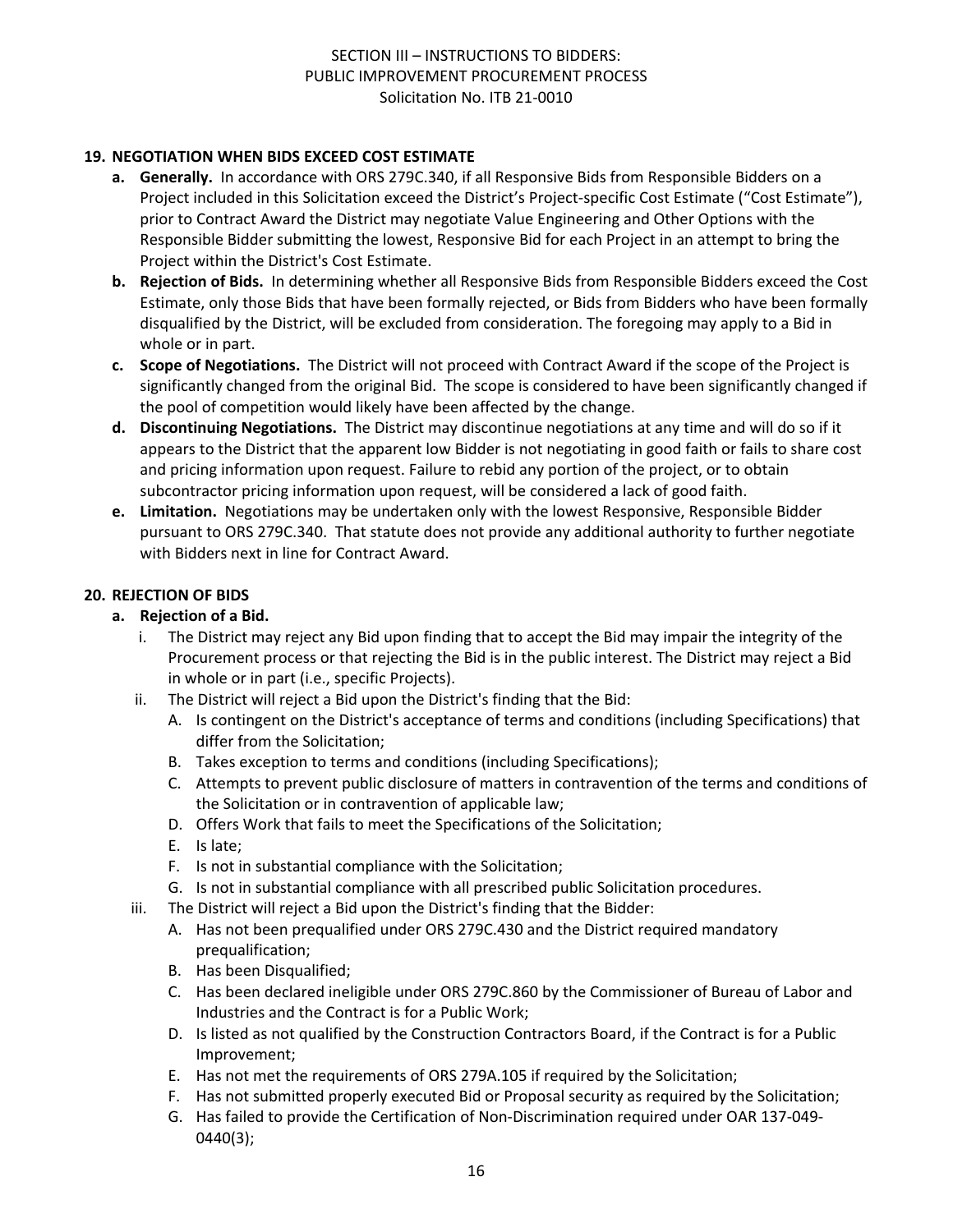## 19. NEGOTIATION WHEN BIDS EXCEED COST ESTIMATE

a. **Generally.** In accordance with ORS 279C.340, if all Responsive Bids from Responsible Bidders on a Project included in this Solicitation exceed the District's Project-specific Cost Estimate ("Cost Estimate"), prior to Contract Award the District may negotiate Value Engineering and Other Options with the Responsible Bidder submitting the lowest, Responsive Bid for each Project in an attempt to bring the Project within the District's Cost Estimate.

b. **Rejection of Bids.** In determining whether all Responsive Bids from Responsible Bidders exceed the Cost Estimate, only those Bids that have been formally rejected, or Bids from Bidders who have been formally disqualified by the District, will be excluded from consideration. The foregoing may apply to a Bid in whole or in part.

c. **Scope of Negotiations.** The District will not proceed with Contract Award if the scope of the Project is significantly changed from the original Bid. The scope is considered to have been significantly changed if the pool of competition would likely have been affected by the change.

d. **Discontinuing Negotiations.** The District may discontinue negotiations at any time and will do so if it appears to the District that the apparent low Bidder is not negotiating in good faith or fails to share cost and pricing information upon request. Failure to rebid any portion of the project, or to obtain subcontractor pricing information upon request, will be considered a lack of good faith.

e. **Limitation.** Negotiations may be undertaken only with the lowest Responsive, Responsible Bidder pursuant to ORS 279C.340. That statute does not provide any additional authority to further negotiate with Bidders next in line for Contract Award.

## 20. REJECTION OF BIDS

a. **Rejection of a Bid.**

   i. The District may reject any Bid upon finding that to accept the Bid may impair the integrity of the Procurement process or that rejecting the Bid is in the public interest. The District may reject a Bid in whole or in part (i.e., specific Projects).

   ii. The District will reject a Bid upon the District's finding that the Bid:

      A. Is contingent on the District's acceptance of terms and conditions (including Specifications) that differ from the Solicitation;

      B. Takes exception to terms and conditions (including Specifications);

      C. Attempts to prevent public disclosure of matters in contravention of the terms and conditions of the Solicitation or in contravention of applicable law;

      D. Offers Work that fails to meet the Specifications of the Solicitation;

      E. Is late;

      F. Is not in substantial compliance with the Solicitation;

      G. Is not in substantial compliance with all prescribed public Solicitation procedures.

   iii. The District will reject a Bid upon the District's finding that the Bidder:

      A. Has not been prequalified under ORS 279C.430 and the District required mandatory prequalification;

      B. Has been Disqualified;

      C. Has been declared ineligible under ORS 279C.860 by the Commissioner of Bureau of Labor and Industries and the Contract is for a Public Work;

      D. Is listed as not qualified by the Construction Contractors Board, if the Contract is for a Public Improvement;

      E. Has not met the requirements of ORS 279A.105 if required by the Solicitation;

      F. Has not submitted properly executed Bid or Proposal security as required by the Solicitation;

      G. Has failed to provide the Certification of Non-Discrimination required under OAR 137-049-0440(3);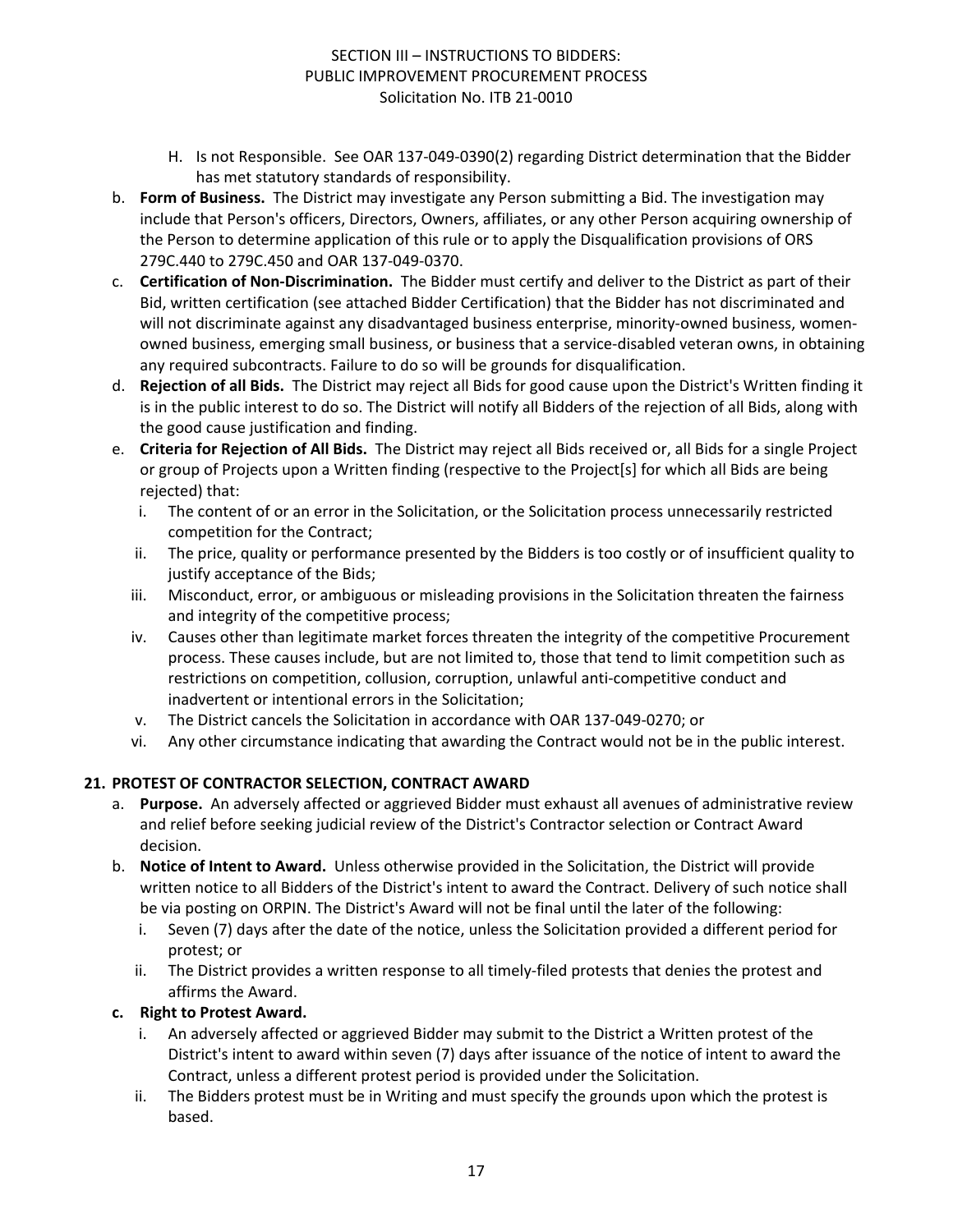H. Is not Responsible. See OAR 137-049-0390(2) regarding District determination that the Bidder has met statutory standards of responsibility.

b. **Form of Business.** The District may investigate any Person submitting a Bid. The investigation may include that Person's officers, Directors, Owners, affiliates, or any other Person acquiring ownership of the Person to determine application of this rule or to apply the Disqualification provisions of ORS 279C.440 to 279C.450 and OAR 137-049-0370.

c. **Certification of Non-Discrimination.** The Bidder must certify and deliver to the District as part of their Bid, written certification (see attached Bidder Certification) that the Bidder has not discriminated and will not discriminate against any disadvantaged business enterprise, minority-owned business, women-owned business, emerging small business, or business that a service-disabled veteran owns, in obtaining any required subcontracts. Failure to do so will be grounds for disqualification.

d. **Rejection of all Bids.** The District may reject all Bids for good cause upon the District's Written finding it is in the public interest to do so. The District will notify all Bidders of the rejection of all Bids, along with the good cause justification and finding.

e. **Criteria for Rejection of All Bids.** The District may reject all Bids received or, all Bids for a single Project or group of Projects upon a Written finding (respective to the Project[s] for which all Bids are being rejected) that:
   i. The content of or an error in the Solicitation, or the Solicitation process unnecessarily restricted competition for the Contract;
   ii. The price, quality or performance presented by the Bidders is too costly or of insufficient quality to justify acceptance of the Bids;
   iii. Misconduct, error, or ambiguous or misleading provisions in the Solicitation threaten the fairness and integrity of the competitive process;
   iv. Causes other than legitimate market forces threaten the integrity of the competitive Procurement process. These causes include, but are not limited to, those that tend to limit competition such as restrictions on competition, collusion, corruption, unlawful anti-competitive conduct and inadvertent or intentional errors in the Solicitation;
   v. The District cancels the Solicitation in accordance with OAR 137-049-0270; or
   vi. Any other circumstance indicating that awarding the Contract would not be in the public interest.

**21. PROTEST OF CONTRACTOR SELECTION, CONTRACT AWARD**

a. **Purpose.** An adversely affected or aggrieved Bidder must exhaust all avenues of administrative review and relief before seeking judicial review of the District's Contractor selection or Contract Award decision.

b. **Notice of Intent to Award.** Unless otherwise provided in the Solicitation, the District will provide written notice to all Bidders of the District's intent to award the Contract. Delivery of such notice shall be via posting on ORPIN. The District's Award will not be final until the later of the following:
   i. Seven (7) days after the date of the notice, unless the Solicitation provided a different period for protest; or
   ii. The District provides a written response to all timely-filed protests that denies the protest and affirms the Award.

c. **Right to Protest Award.**
   i. An adversely affected or aggrieved Bidder may submit to the District a Written protest of the District's intent to award within seven (7) days after issuance of the notice of intent to award the Contract, unless a different protest period is provided under the Solicitation.
   ii. The Bidders protest must be in Writing and must specify the grounds upon which the protest is based.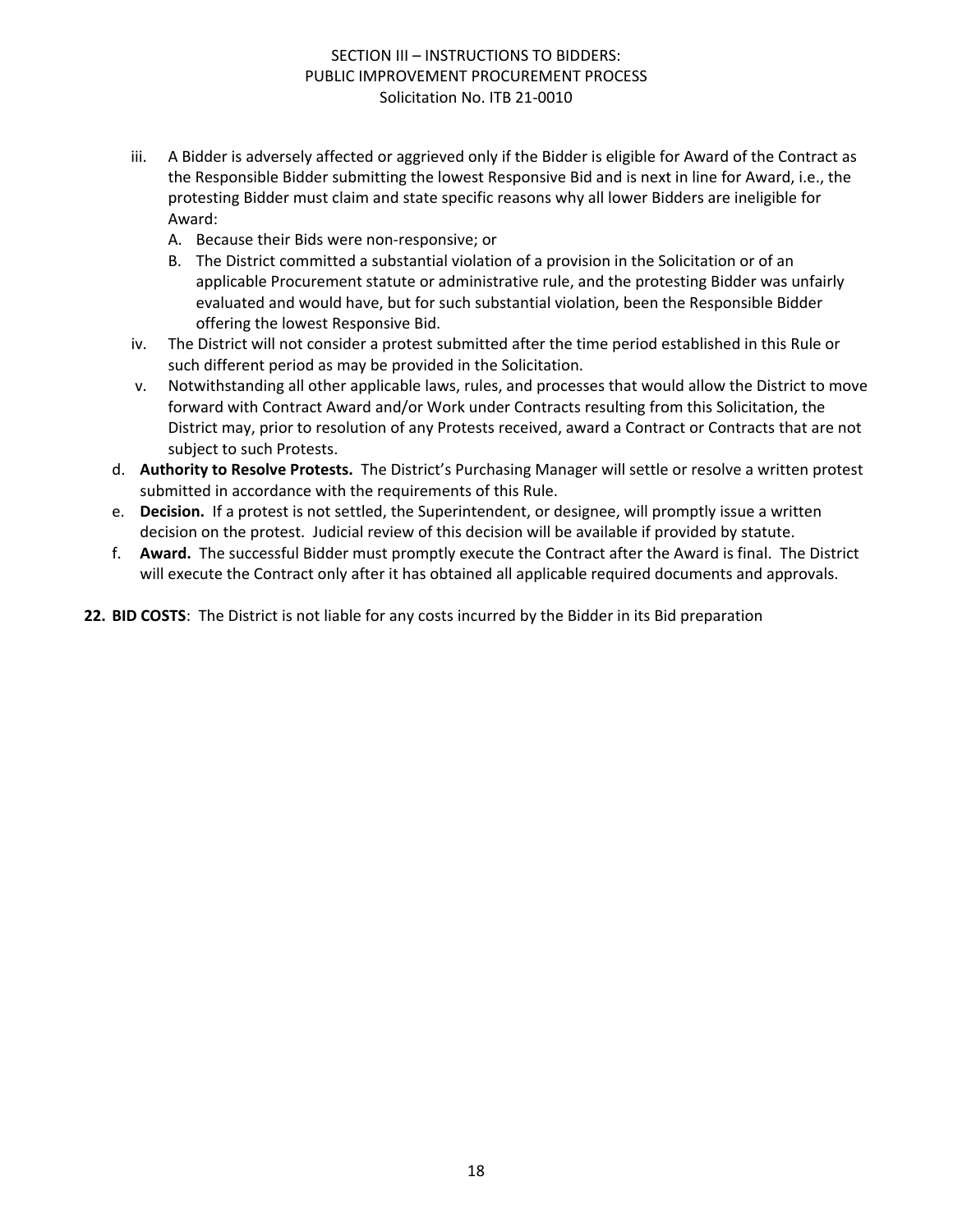iii. A Bidder is adversely affected or aggrieved only if the Bidder is eligible for Award of the Contract as the Responsible Bidder submitting the lowest Responsive Bid and is next in line for Award, i.e., the protesting Bidder must claim and state specific reasons why all lower Bidders are ineligible for Award:
   - A. Because their Bids were non-responsive; or
   - B. The District committed a substantial violation of a provision in the Solicitation or of an applicable Procurement statute or administrative rule, and the protesting Bidder was unfairly evaluated and would have, but for such substantial violation, been the Responsible Bidder offering the lowest Responsive Bid.

iv. The District will not consider a protest submitted after the time period established in this Rule or such different period as may be provided in the Solicitation.

v. Notwithstanding all other applicable laws, rules, and processes that would allow the District to move forward with Contract Award and/or Work under Contracts resulting from this Solicitation, the District may, prior to resolution of any Protests received, award a Contract or Contracts that are not subject to such Protests.

d. **Authority to Resolve Protests.** The District's Purchasing Manager will settle or resolve a written protest submitted in accordance with the requirements of this Rule.

e. **Decision.** If a protest is not settled, the Superintendent, or designee, will promptly issue a written decision on the protest. Judicial review of this decision will be available if provided by statute.

f. **Award.** The successful Bidder must promptly execute the Contract after the Award is final. The District will execute the Contract only after it has obtained all applicable required documents and approvals.

**22. BID COSTS**: The District is not liable for any costs incurred by the Bidder in its Bid preparation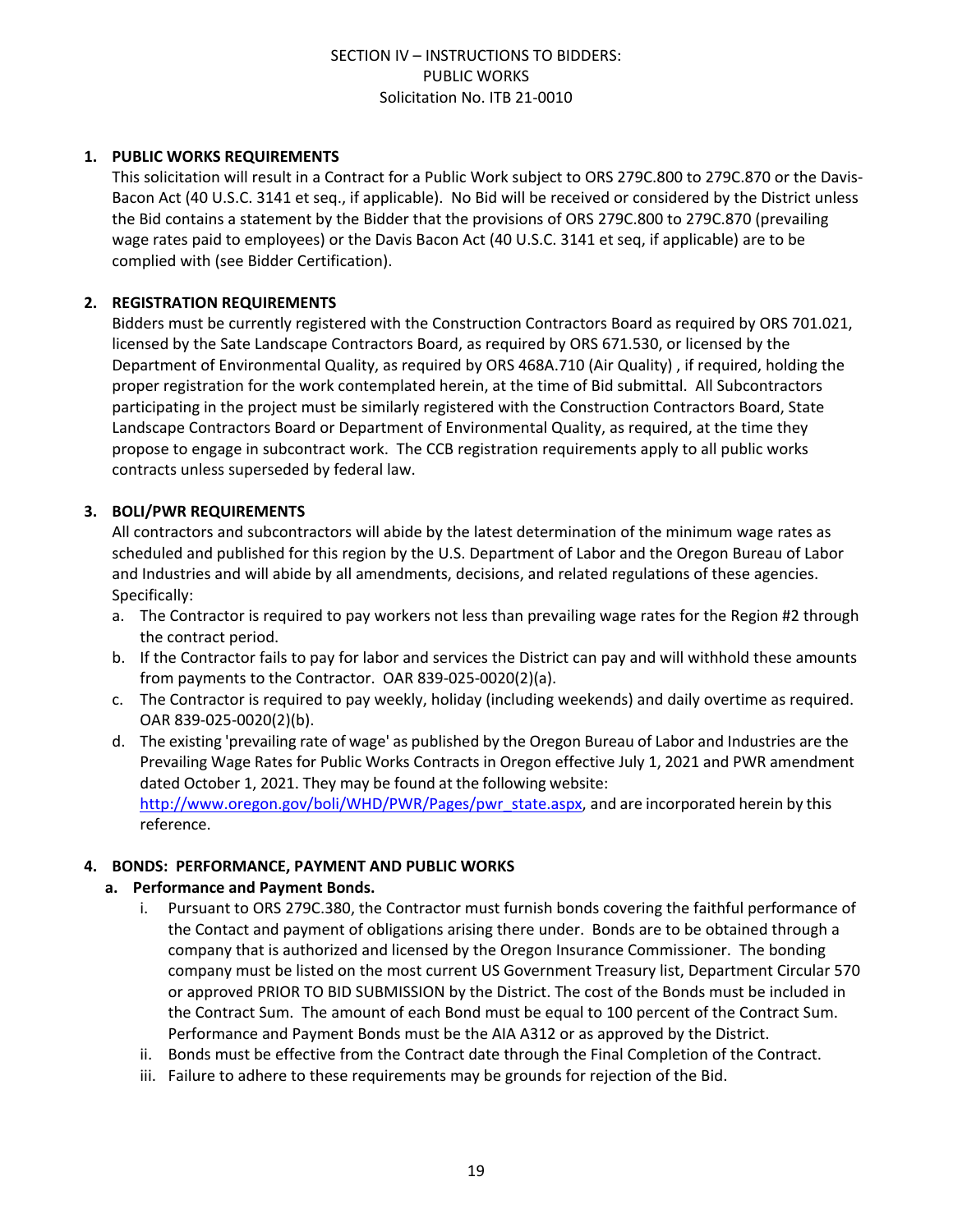SECTION IV – INSTRUCTIONS TO BIDDERS:
PUBLIC WORKS
Solicitation No. ITB 21-0010

1. **PUBLIC WORKS REQUIREMENTS**

   This solicitation will result in a Contract for a Public Work subject to ORS 279C.800 to 279C.870 or the Davis-Bacon Act (40 U.S.C. 3141 et seq., if applicable). No Bid will be received or considered by the District unless the Bid contains a statement by the Bidder that the provisions of ORS 279C.800 to 279C.870 (prevailing wage rates paid to employees) or the Davis Bacon Act (40 U.S.C. 3141 et seq, if applicable) are to be complied with (see Bidder Certification).

2. **REGISTRATION REQUIREMENTS**

   Bidders must be currently registered with the Construction Contractors Board as required by ORS 701.021, licensed by the Sate Landscape Contractors Board, as required by ORS 671.530, or licensed by the Department of Environmental Quality, as required by ORS 468A.710 (Air Quality) , if required, holding the proper registration for the work contemplated herein, at the time of Bid submittal. All Subcontractors participating in the project must be similarly registered with the Construction Contractors Board, State Landscape Contractors Board or Department of Environmental Quality, as required, at the time they propose to engage in subcontract work. The CCB registration requirements apply to all public works contracts unless superseded by federal law.

3. **BOLI/PWR REQUIREMENTS**

   All contractors and subcontractors will abide by the latest determination of the minimum wage rates as scheduled and published for this region by the U.S. Department of Labor and the Oregon Bureau of Labor and Industries and will abide by all amendments, decisions, and related regulations of these agencies. Specifically:

   a. The Contractor is required to pay workers not less than prevailing wage rates for the Region #2 through the contract period.
   b. If the Contractor fails to pay for labor and services the District can pay and will withhold these amounts from payments to the Contractor. OAR 839-025-0020(2)(a).
   c. The Contractor is required to pay weekly, holiday (including weekends) and daily overtime as required. OAR 839-025-0020(2)(b).
   d. The existing 'prevailing rate of wage' as published by the Oregon Bureau of Labor and Industries are the Prevailing Wage Rates for Public Works Contracts in Oregon effective July 1, 2021 and PWR amendment dated October 1, 2021. They may be found at the following website: [http://www.oregon.gov/boli/WHD/PWR/Pages/pwr_state.aspx](http://www.oregon.gov/boli/WHD/PWR/Pages/pwr_state.aspx), and are incorporated herein by this reference.

4. **BONDS: PERFORMANCE, PAYMENT AND PUBLIC WORKS**

   a. **Performance and Payment Bonds.**

      i. Pursuant to ORS 279C.380, the Contractor must furnish bonds covering the faithful performance of the Contact and payment of obligations arising there under. Bonds are to be obtained through a company that is authorized and licensed by the Oregon Insurance Commissioner. The bonding company must be listed on the most current US Government Treasury list, Department Circular 570 or approved PRIOR TO BID SUBMISSION by the District. The cost of the Bonds must be included in the Contract Sum. The amount of each Bond must be equal to 100 percent of the Contract Sum. Performance and Payment Bonds must be the AIA A312 or as approved by the District.
      ii. Bonds must be effective from the Contract date through the Final Completion of the Contract.
      iii. Failure to adhere to these requirements may be grounds for rejection of the Bid.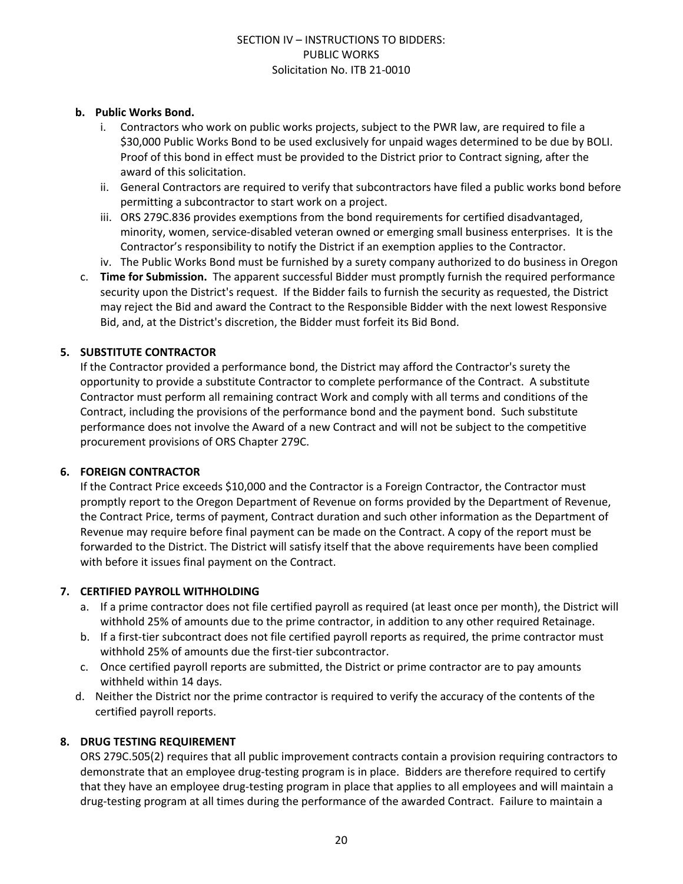**b. Public Works Bond.**

i. Contractors who work on public works projects, subject to the PWR law, are required to file a \$30,000 Public Works Bond to be used exclusively for unpaid wages determined to be due by BOLI. Proof of this bond in effect must be provided to the District prior to Contract signing, after the award of this solicitation.
ii. General Contractors are required to verify that subcontractors have filed a public works bond before permitting a subcontractor to start work on a project.
iii. ORS 279C.836 provides exemptions from the bond requirements for certified disadvantaged, minority, women, service-disabled veteran owned or emerging small business enterprises. It is the Contractor's responsibility to notify the District if an exemption applies to the Contractor.
iv. The Public Works Bond must be furnished by a surety company authorized to do business in Oregon

c. **Time for Submission.** The apparent successful Bidder must promptly furnish the required performance security upon the District's request. If the Bidder fails to furnish the security as requested, the District may reject the Bid and award the Contract to the Responsible Bidder with the next lowest Responsive Bid, and, at the District's discretion, the Bidder must forfeit its Bid Bond.

**5. SUBSTITUTE CONTRACTOR**

If the Contractor provided a performance bond, the District may afford the Contractor's surety the opportunity to provide a substitute Contractor to complete performance of the Contract. A substitute Contractor must perform all remaining contract Work and comply with all terms and conditions of the Contract, including the provisions of the performance bond and the payment bond. Such substitute performance does not involve the Award of a new Contract and will not be subject to the competitive procurement provisions of ORS Chapter 279C.

**6. FOREIGN CONTRACTOR**

If the Contract Price exceeds \$10,000 and the Contractor is a Foreign Contractor, the Contractor must promptly report to the Oregon Department of Revenue on forms provided by the Department of Revenue, the Contract Price, terms of payment, Contract duration and such other information as the Department of Revenue may require before final payment can be made on the Contract. A copy of the report must be forwarded to the District. The District will satisfy itself that the above requirements have been complied with before it issues final payment on the Contract.

**7. CERTIFIED PAYROLL WITHHOLDING**

a. If a prime contractor does not file certified payroll as required (at least once per month), the District will withhold 25% of amounts due to the prime contractor, in addition to any other required Retainage.
b. If a first-tier subcontract does not file certified payroll reports as required, the prime contractor must withhold 25% of amounts due the first-tier subcontractor.
c. Once certified payroll reports are submitted, the District or prime contractor are to pay amounts withheld within 14 days.
d. Neither the District nor the prime contractor is required to verify the accuracy of the contents of the certified payroll reports.

**8. DRUG TESTING REQUIREMENT**

ORS 279C.505(2) requires that all public improvement contracts contain a provision requiring contractors to demonstrate that an employee drug-testing program is in place. Bidders are therefore required to certify that they have an employee drug-testing program in place that applies to all employees and will maintain a drug-testing program at all times during the performance of the awarded Contract. Failure to maintain a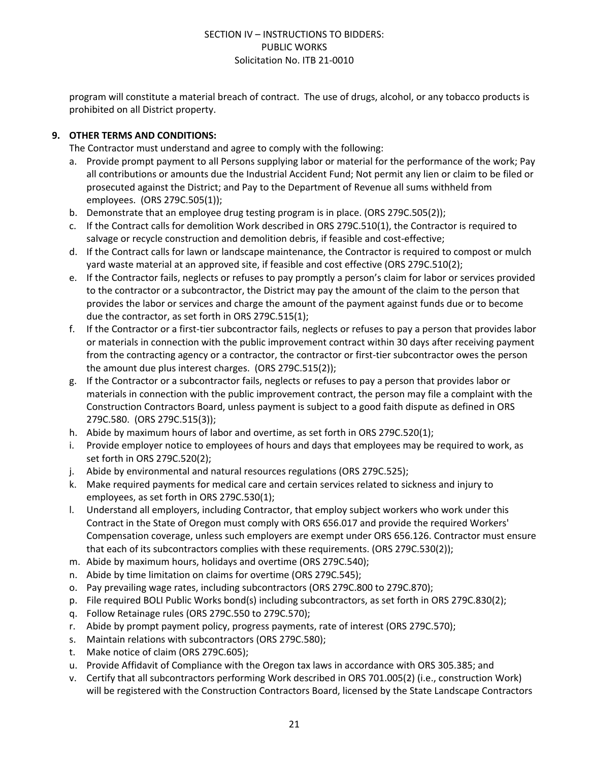program will constitute a material breach of contract. The use of drugs, alcohol, or any tobacco products is prohibited on all District property.

**9. OTHER TERMS AND CONDITIONS:**

The Contractor must understand and agree to comply with the following:

a. Provide prompt payment to all Persons supplying labor or material for the performance of the work; Pay all contributions or amounts due the Industrial Accident Fund; Not permit any lien or claim to be filed or prosecuted against the District; and Pay to the Department of Revenue all sums withheld from employees. (ORS 279C.505(1));
b. Demonstrate that an employee drug testing program is in place. (ORS 279C.505(2));
c. If the Contract calls for demolition Work described in ORS 279C.510(1), the Contractor is required to salvage or recycle construction and demolition debris, if feasible and cost-effective;
d. If the Contract calls for lawn or landscape maintenance, the Contractor is required to compost or mulch yard waste material at an approved site, if feasible and cost effective (ORS 279C.510(2);
e. If the Contractor fails, neglects or refuses to pay promptly a person's claim for labor or services provided to the contractor or a subcontractor, the District may pay the amount of the claim to the person that provides the labor or services and charge the amount of the payment against funds due or to become due the contractor, as set forth in ORS 279C.515(1);
f. If the Contractor or a first-tier subcontractor fails, neglects or refuses to pay a person that provides labor or materials in connection with the public improvement contract within 30 days after receiving payment from the contracting agency or a contractor, the contractor or first-tier subcontractor owes the person the amount due plus interest charges. (ORS 279C.515(2));
g. If the Contractor or a subcontractor fails, neglects or refuses to pay a person that provides labor or materials in connection with the public improvement contract, the person may file a complaint with the Construction Contractors Board, unless payment is subject to a good faith dispute as defined in ORS 279C.580. (ORS 279C.515(3));
h. Abide by maximum hours of labor and overtime, as set forth in ORS 279C.520(1);
i. Provide employer notice to employees of hours and days that employees may be required to work, as set forth in ORS 279C.520(2);
j. Abide by environmental and natural resources regulations (ORS 279C.525);
k. Make required payments for medical care and certain services related to sickness and injury to employees, as set forth in ORS 279C.530(1);
l. Understand all employers, including Contractor, that employ subject workers who work under this Contract in the State of Oregon must comply with ORS 656.017 and provide the required Workers' Compensation coverage, unless such employers are exempt under ORS 656.126. Contractor must ensure that each of its subcontractors complies with these requirements. (ORS 279C.530(2));
m. Abide by maximum hours, holidays and overtime (ORS 279C.540);
n. Abide by time limitation on claims for overtime (ORS 279C.545);
o. Pay prevailing wage rates, including subcontractors (ORS 279C.800 to 279C.870);
p. File required BOLI Public Works bond(s) including subcontractors, as set forth in ORS 279C.830(2);
q. Follow Retainage rules (ORS 279C.550 to 279C.570);
r. Abide by prompt payment policy, progress payments, rate of interest (ORS 279C.570);
s. Maintain relations with subcontractors (ORS 279C.580);
t. Make notice of claim (ORS 279C.605);
u. Provide Affidavit of Compliance with the Oregon tax laws in accordance with ORS 305.385; and
v. Certify that all subcontractors performing Work described in ORS 701.005(2) (i.e., construction Work) will be registered with the Construction Contractors Board, licensed by the State Landscape Contractors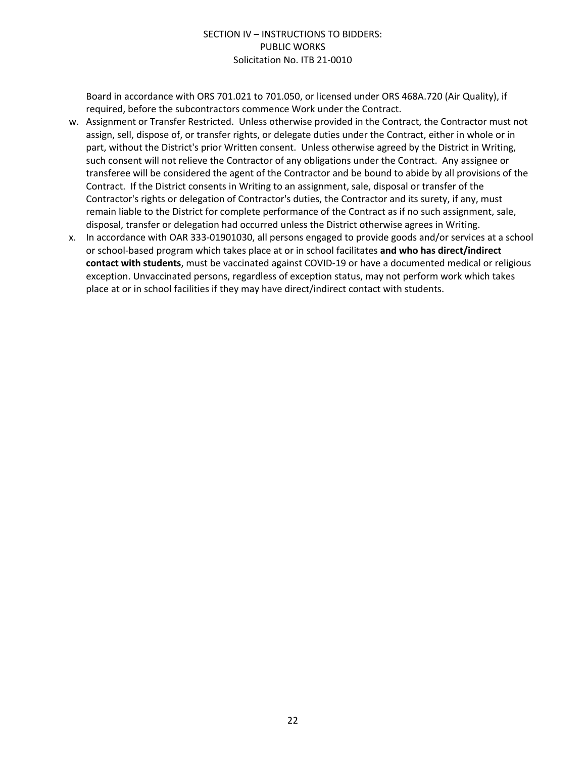Board in accordance with ORS 701.021 to 701.050, or licensed under ORS 468A.720 (Air Quality), if required, before the subcontractors commence Work under the Contract.

w. Assignment or Transfer Restricted. Unless otherwise provided in the Contract, the Contractor must not assign, sell, dispose of, or transfer rights, or delegate duties under the Contract, either in whole or in part, without the District's prior Written consent. Unless otherwise agreed by the District in Writing, such consent will not relieve the Contractor of any obligations under the Contract. Any assignee or transferee will be considered the agent of the Contractor and be bound to abide by all provisions of the Contract. If the District consents in Writing to an assignment, sale, disposal or transfer of the Contractor's rights or delegation of Contractor's duties, the Contractor and its surety, if any, must remain liable to the District for complete performance of the Contract as if no such assignment, sale, disposal, transfer or delegation had occurred unless the District otherwise agrees in Writing.

x. In accordance with OAR 333-01901030, all persons engaged to provide goods and/or services at a school or school-based program which takes place at or in school facilitates **and who has direct/indirect contact with students**, must be vaccinated against COVID-19 or have a documented medical or religious exception. Unvaccinated persons, regardless of exception status, may not perform work which takes place at or in school facilities if they may have direct/indirect contact with students.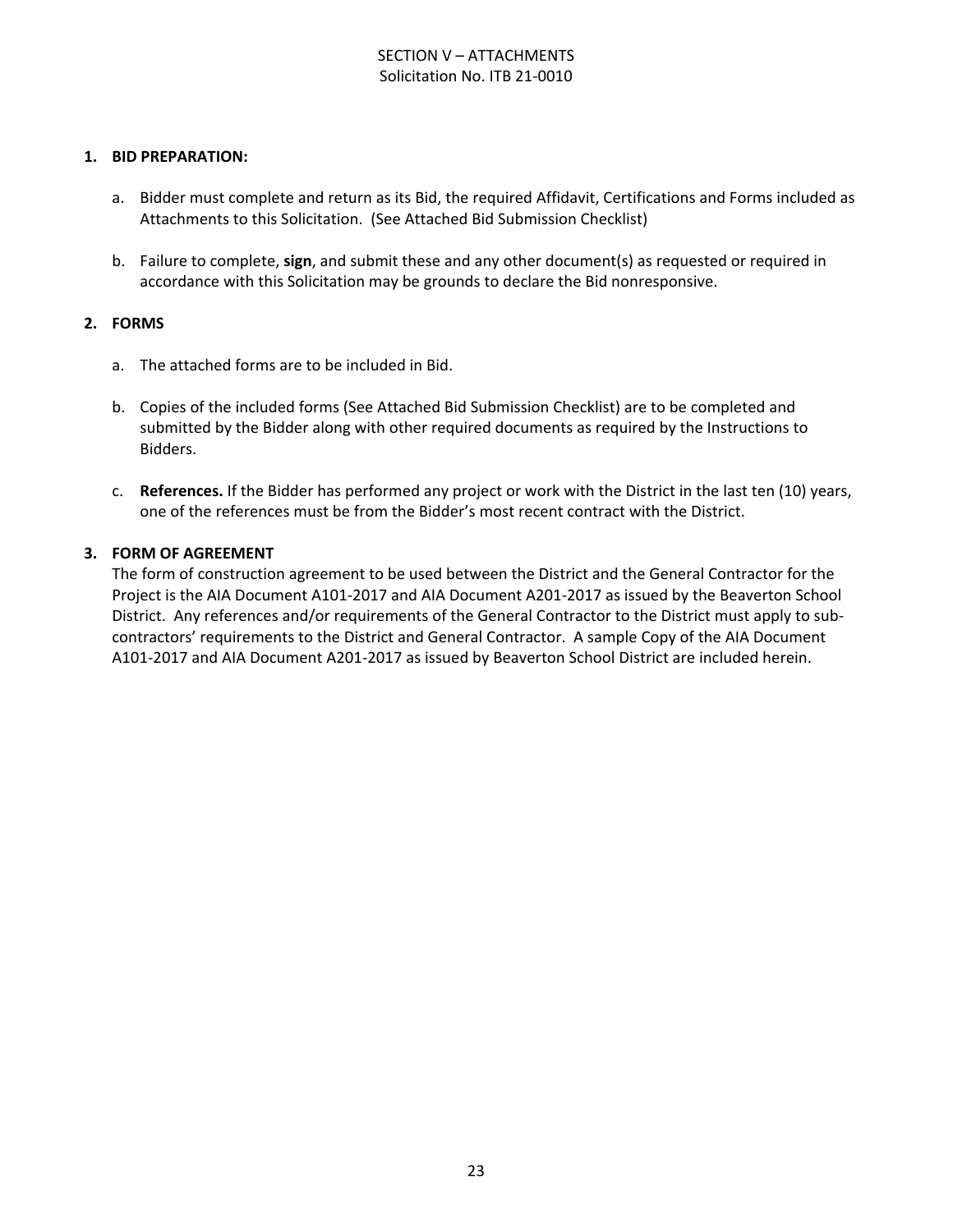SECTION V – ATTACHMENTS
Solicitation No. ITB 21-0010

1. **BID PREPARATION:**

   a. Bidder must complete and return as its Bid, the required Affidavit, Certifications and Forms included as Attachments to this Solicitation. (See Attached Bid Submission Checklist)

   b. Failure to complete, **sign**, and submit these and any other document(s) as requested or required in accordance with this Solicitation may be grounds to declare the Bid nonresponsive.

2. **FORMS**

   a. The attached forms are to be included in Bid.

   b. Copies of the included forms (See Attached Bid Submission Checklist) are to be completed and submitted by the Bidder along with other required documents as required by the Instructions to Bidders.

   c. **References.** If the Bidder has performed any project or work with the District in the last ten (10) years, one of the references must be from the Bidder's most recent contract with the District.

3. **FORM OF AGREEMENT**

   The form of construction agreement to be used between the District and the General Contractor for the Project is the AIA Document A101-2017 and AIA Document A201-2017 as issued by the Beaverton School District. Any references and/or requirements of the General Contractor to the District must apply to sub-contractors' requirements to the District and General Contractor. A sample Copy of the AIA Document A101-2017 and AIA Document A201-2017 as issued by Beaverton School District are included herein.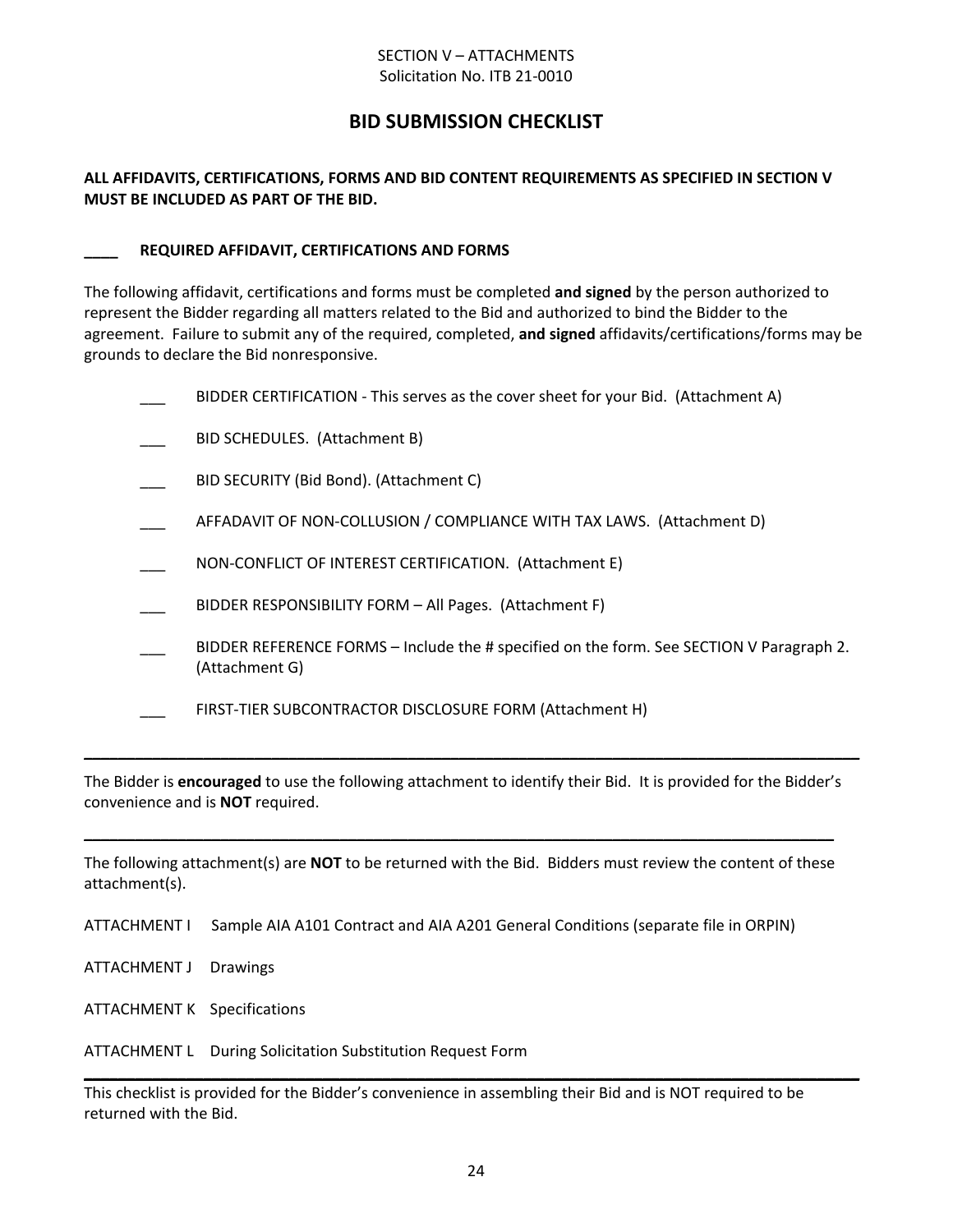SECTION V – ATTACHMENTS
Solicitation No. ITB 21-0010

# BID SUBMISSION CHECKLIST

**ALL AFFIDAVITS, CERTIFICATIONS, FORMS AND BID CONTENT REQUIREMENTS AS SPECIFIED IN SECTION V MUST BE INCLUDED AS PART OF THE BID.**

**____ REQUIRED AFFIDAVIT, CERTIFICATIONS AND FORMS**

The following affidavit, certifications and forms must be completed **and signed** by the person authorized to represent the Bidder regarding all matters related to the Bid and authorized to bind the Bidder to the agreement. Failure to submit any of the required, completed, **and signed** affidavits/certifications/forms may be grounds to declare the Bid nonresponsive.

___ BIDDER CERTIFICATION - This serves as the cover sheet for your Bid. (Attachment A)

___ BID SCHEDULES. (Attachment B)

___ BID SECURITY (Bid Bond). (Attachment C)

___ AFFADAVIT OF NON-COLLUSION / COMPLIANCE WITH TAX LAWS. (Attachment D)

___ NON-CONFLICT OF INTEREST CERTIFICATION. (Attachment E)

___ BIDDER RESPONSIBILITY FORM – All Pages. (Attachment F)

___ BIDDER REFERENCE FORMS – Include the # specified on the form. See SECTION V Paragraph 2. (Attachment G)

___ FIRST-TIER SUBCONTRACTOR DISCLOSURE FORM (Attachment H)

---

The Bidder is **encouraged** to use the following attachment to identify their Bid. It is provided for the Bidder's convenience and is **NOT** required.

---

The following attachment(s) are **NOT** to be returned with the Bid. Bidders must review the content of these attachment(s).

ATTACHMENT I Sample AIA A101 Contract and AIA A201 General Conditions (separate file in ORPIN)

ATTACHMENT J Drawings

ATTACHMENT K Specifications

ATTACHMENT L During Solicitation Substitution Request Form

---

This checklist is provided for the Bidder's convenience in assembling their Bid and is NOT required to be returned with the Bid.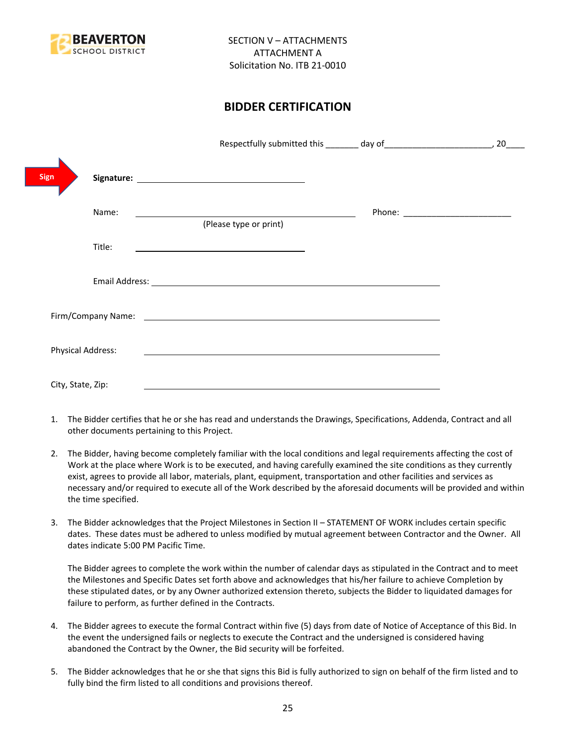BEAVERTON SCHOOL DISTRICT

SECTION V – ATTACHMENTS
ATTACHMENT A
Solicitation No. ITB 21-0010

## BIDDER CERTIFICATION

Respectfully submitted this _______ day of_______________________, 20____

Sign **Signature:** ___________________________________

Name: ______________________________________________ Phone: _______________________
(Please type or print)

Title: ___________________________________

Email Address: ______________________________________________

Firm/Company Name: ______________________________________________

Physical Address: ______________________________________________

City, State, Zip: ______________________________________________

1. The Bidder certifies that he or she has read and understands the Drawings, Specifications, Addenda, Contract and all other documents pertaining to this Project.

2. The Bidder, having become completely familiar with the local conditions and legal requirements affecting the cost of Work at the place where Work is to be executed, and having carefully examined the site conditions as they currently exist, agrees to provide all labor, materials, plant, equipment, transportation and other facilities and services as necessary and/or required to execute all of the Work described by the aforesaid documents will be provided and within the time specified.

3. The Bidder acknowledges that the Project Milestones in Section II – STATEMENT OF WORK includes certain specific dates. These dates must be adhered to unless modified by mutual agreement between Contractor and the Owner. All dates indicate 5:00 PM Pacific Time.

   The Bidder agrees to complete the work within the number of calendar days as stipulated in the Contract and to meet the Milestones and Specific Dates set forth above and acknowledges that his/her failure to achieve Completion by these stipulated dates, or by any Owner authorized extension thereto, subjects the Bidder to liquidated damages for failure to perform, as further defined in the Contracts.

4. The Bidder agrees to execute the formal Contract within five (5) days from date of Notice of Acceptance of this Bid. In the event the undersigned fails or neglects to execute the Contract and the undersigned is considered having abandoned the Contract by the Owner, the Bid security will be forfeited.

5. The Bidder acknowledges that he or she that signs this Bid is fully authorized to sign on behalf of the firm listed and to fully bind the firm listed to all conditions and provisions thereof.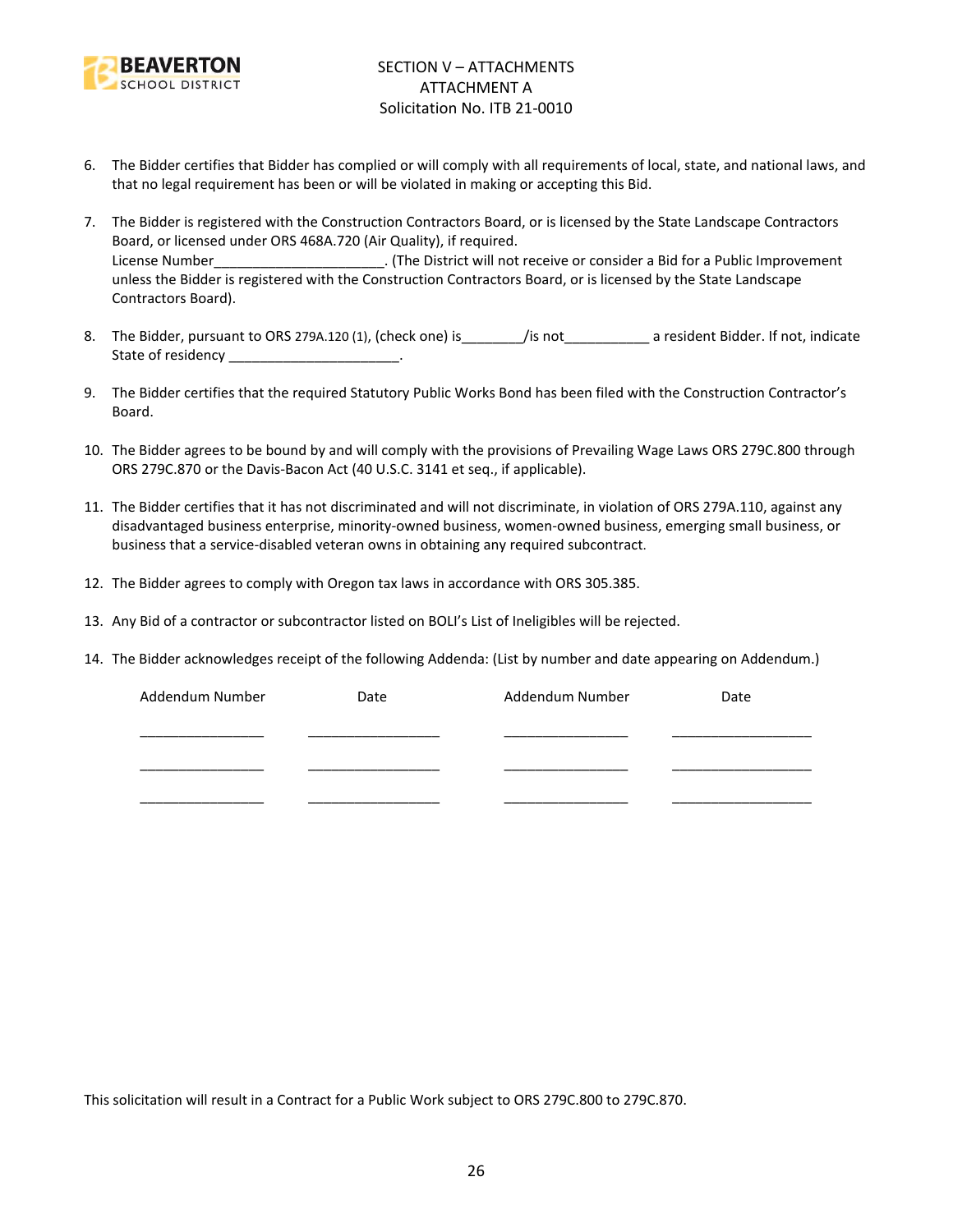SECTION V – ATTACHMENTS
ATTACHMENT A
Solicitation No. ITB 21-0010

6. The Bidder certifies that Bidder has complied or will comply with all requirements of local, state, and national laws, and that no legal requirement has been or will be violated in making or accepting this Bid.

7. The Bidder is registered with the Construction Contractors Board, or is licensed by the State Landscape Contractors Board, or licensed under ORS 468A.720 (Air Quality), if required.
   License Number______________________. (The District will not receive or consider a Bid for a Public Improvement unless the Bidder is registered with the Construction Contractors Board, or is licensed by the State Landscape Contractors Board).

8. The Bidder, pursuant to ORS 279A.120 (1), (check one) is________/is not___________ a resident Bidder. If not, indicate State of residency ______________________.

9. The Bidder certifies that the required Statutory Public Works Bond has been filed with the Construction Contractor's Board.

10. The Bidder agrees to be bound by and will comply with the provisions of Prevailing Wage Laws ORS 279C.800 through ORS 279C.870 or the Davis-Bacon Act (40 U.S.C. 3141 et seq., if applicable).

11. The Bidder certifies that it has not discriminated and will not discriminate, in violation of ORS 279A.110, against any disadvantaged business enterprise, minority-owned business, women-owned business, emerging small business, or business that a service-disabled veteran owns in obtaining any required subcontract.

12. The Bidder agrees to comply with Oregon tax laws in accordance with ORS 305.385.

13. Any Bid of a contractor or subcontractor listed on BOLI's List of Ineligibles will be rejected.

14. The Bidder acknowledges receipt of the following Addenda: (List by number and date appearing on Addendum.)

| Addendum Number | Date | Addendum Number | Date |
|---|---|---|---|
| ________________ | __________________ | ________________ | ___________________ |
| ________________ | __________________ | ________________ | ___________________ |
| ________________ | __________________ | ________________ | ___________________ |

This solicitation will result in a Contract for a Public Work subject to ORS 279C.800 to 279C.870.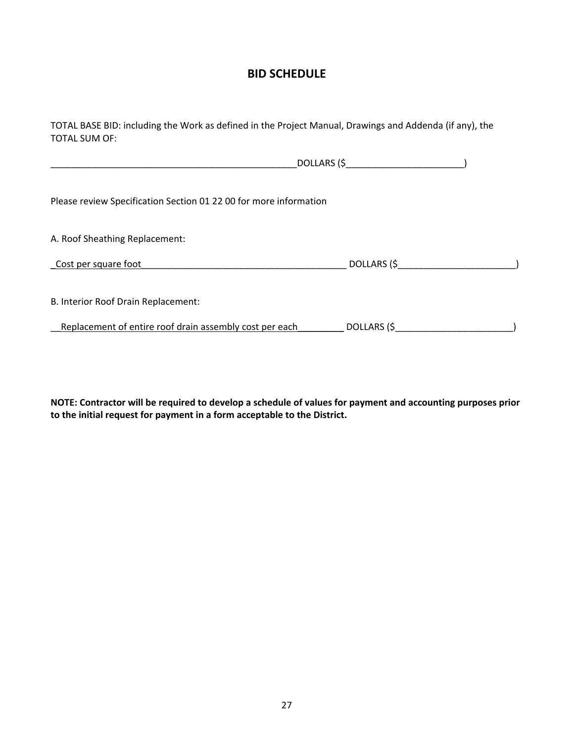# BID SCHEDULE

TOTAL BASE BID: including the Work as defined in the Project Manual, Drawings and Addenda (if any), the TOTAL SUM OF:

_________________________________________________DOLLARS ($_______________________)

Please review Specification Section 01 22 00 for more information

A. Roof Sheathing Replacement:

_Cost per square foot________________________________________ DOLLARS ($_______________________)

B. Interior Roof Drain Replacement:

__Replacement of entire roof drain assembly cost per each_________ DOLLARS ($_______________________)

**NOTE: Contractor will be required to develop a schedule of values for payment and accounting purposes prior to the initial request for payment in a form acceptable to the District.**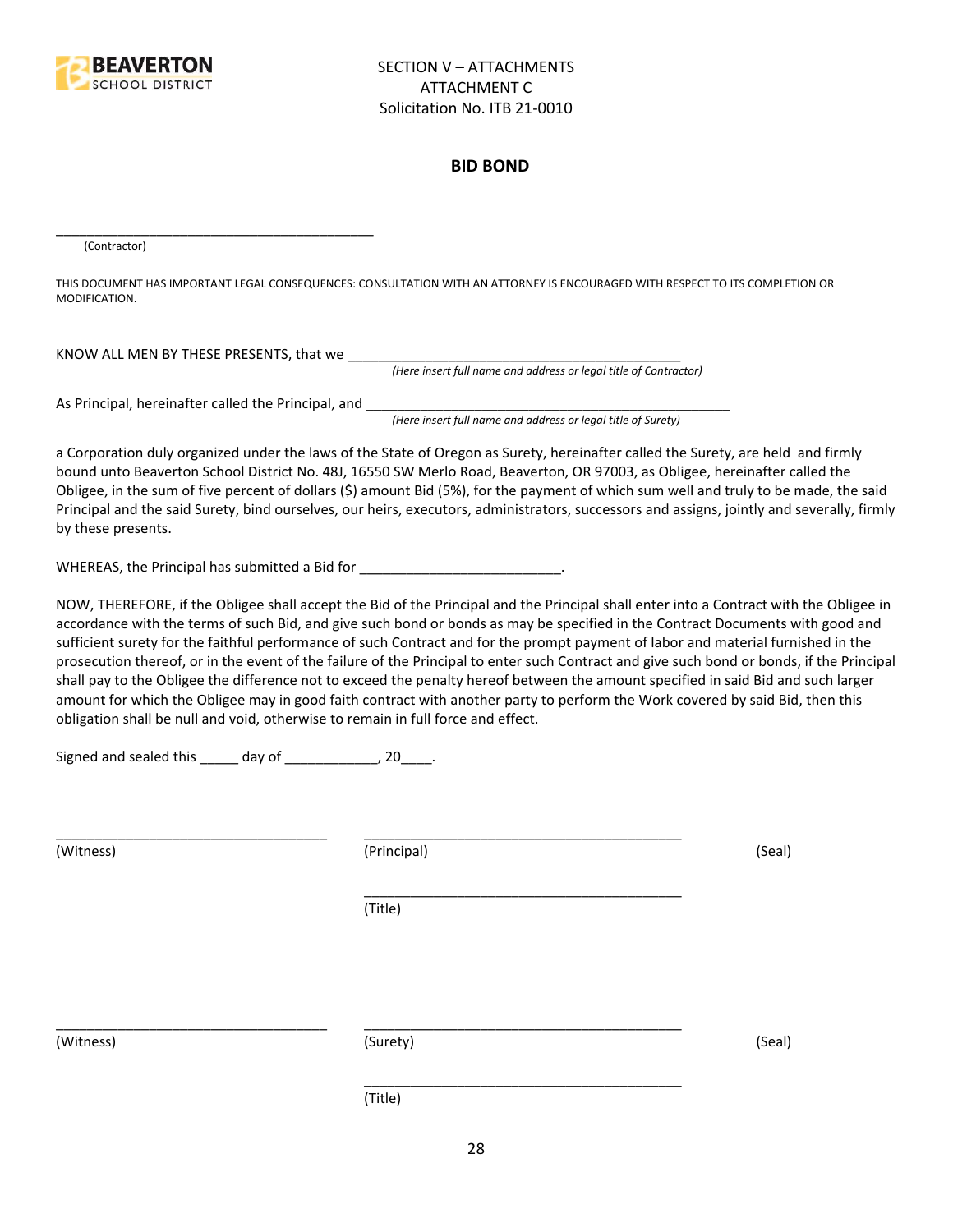SECTION V – ATTACHMENTS
ATTACHMENT C
Solicitation No. ITB 21-0010

## BID BOND

_____________________________________________
(Contractor)

THIS DOCUMENT HAS IMPORTANT LEGAL CONSEQUENCES: CONSULTATION WITH AN ATTORNEY IS ENCOURAGED WITH RESPECT TO ITS COMPLETION OR MODIFICATION.

KNOW ALL MEN BY THESE PRESENTS, that we _____________________________________________
*(Here insert full name and address or legal title of Contractor)*

As Principal, hereinafter called the Principal, and _____________________________________________
*(Here insert full name and address or legal title of Surety)*

a Corporation duly organized under the laws of the State of Oregon as Surety, hereinafter called the Surety, are held and firmly bound unto Beaverton School District No. 48J, 16550 SW Merlo Road, Beaverton, OR 97003, as Obligee, hereinafter called the Obligee, in the sum of five percent of dollars ($) amount Bid (5%), for the payment of which sum well and truly to be made, the said Principal and the said Surety, bind ourselves, our heirs, executors, administrators, successors and assigns, jointly and severally, firmly by these presents.

WHEREAS, the Principal has submitted a Bid for ___________________________.

NOW, THEREFORE, if the Obligee shall accept the Bid of the Principal and the Principal shall enter into a Contract with the Obligee in accordance with the terms of such Bid, and give such bond or bonds as may be specified in the Contract Documents with good and sufficient surety for the faithful performance of such Contract and for the prompt payment of labor and material furnished in the prosecution thereof, or in the event of the failure of the Principal to enter such Contract and give such bond or bonds, if the Principal shall pay to the Obligee the difference not to exceed the penalty hereof between the amount specified in said Bid and such larger amount for which the Obligee may in good faith contract with another party to perform the Work covered by said Bid, then this obligation shall be null and void, otherwise to remain in full force and effect.

Signed and sealed this _____ day of ____________, 20____.

| | | |
|---|---|---|
| ___________________________________ | _____________________________________________ | |
| (Witness) | (Principal) | (Seal) |
| | _____________________________________________ | |
| | (Title) | |
| ___________________________________ | _____________________________________________ | |
| (Witness) | (Surety) | (Seal) |
| | _____________________________________________ | |
| | (Title) | |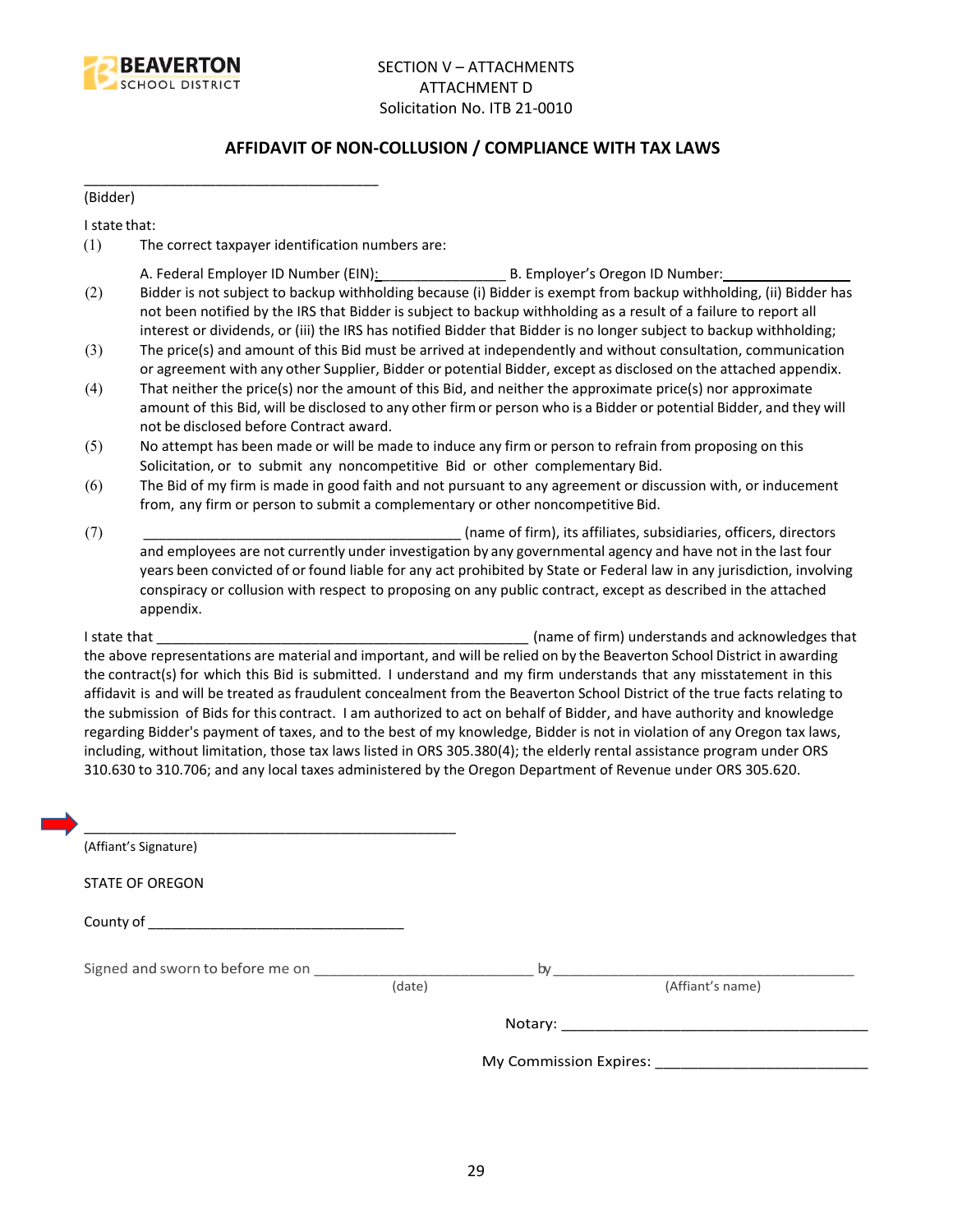SECTION V – ATTACHMENTS
ATTACHMENT D
Solicitation No. ITB 21-0010

## AFFIDAVIT OF NON-COLLUSION / COMPLIANCE WITH TAX LAWS

_____________________________________
(Bidder)

I state that:

(1) The correct taxpayer identification numbers are:

A. Federal Employer ID Number (EIN):________________ B. Employer's Oregon ID Number:________________

(2) Bidder is not subject to backup withholding because (i) Bidder is exempt from backup withholding, (ii) Bidder has not been notified by the IRS that Bidder is subject to backup withholding as a result of a failure to report all interest or dividends, or (iii) the IRS has notified Bidder that Bidder is no longer subject to backup withholding;

(3) The price(s) and amount of this Bid must be arrived at independently and without consultation, communication or agreement with any other Supplier, Bidder or potential Bidder, except as disclosed on the attached appendix.

(4) That neither the price(s) nor the amount of this Bid, and neither the approximate price(s) nor approximate amount of this Bid, will be disclosed to any other firm or person who is a Bidder or potential Bidder, and they will not be disclosed before Contract award.

(5) No attempt has been made or will be made to induce any firm or person to refrain from proposing on this Solicitation, or to submit any noncompetitive Bid or other complementary Bid.

(6) The Bid of my firm is made in good faith and not pursuant to any agreement or discussion with, or inducement from, any firm or person to submit a complementary or other noncompetitive Bid.

(7) ________________________________________ (name of firm), its affiliates, subsidiaries, officers, directors and employees are not currently under investigation by any governmental agency and have not in the last four years been convicted of or found liable for any act prohibited by State or Federal law in any jurisdiction, involving conspiracy or collusion with respect to proposing on any public contract, except as described in the attached appendix.

I state that ________________________________________________ (name of firm) understands and acknowledges that the above representations are material and important, and will be relied on by the Beaverton School District in awarding the contract(s) for which this Bid is submitted. I understand and my firm understands that any misstatement in this affidavit is and will be treated as fraudulent concealment from the Beaverton School District of the true facts relating to the submission of Bids for this contract. I am authorized to act on behalf of Bidder, and have authority and knowledge regarding Bidder's payment of taxes, and to the best of my knowledge, Bidder is not in violation of any Oregon tax laws, including, without limitation, those tax laws listed in ORS 305.380(4); the elderly rental assistance program under ORS 310.630 to 310.706; and any local taxes administered by the Oregon Department of Revenue under ORS 305.620.

________________________________________________
(Affiant's Signature)

STATE OF OREGON

County of ________________________________

Signed and sworn to before me on ___________________________ by ______________________________________
(date) (Affiant's name)

Notary: ______________________________________

My Commission Expires: __________________________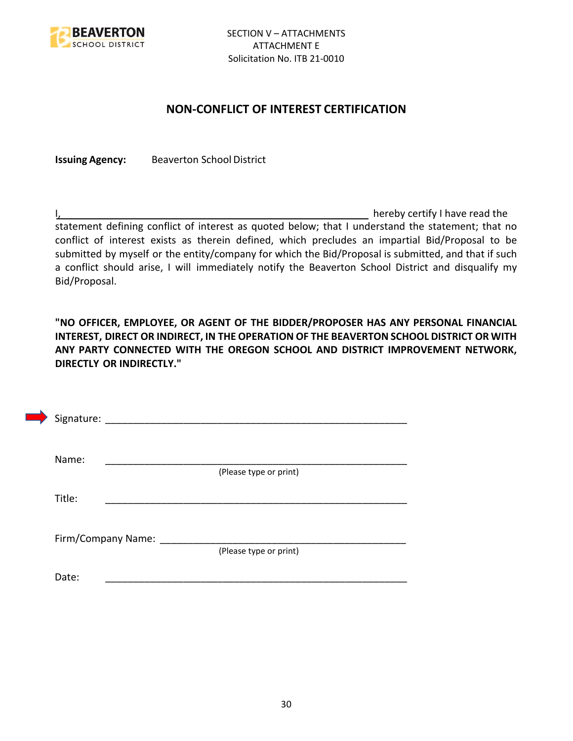SECTION V – ATTACHMENTS
ATTACHMENT E
Solicitation No. ITB 21-0010

## NON-CONFLICT OF INTEREST CERTIFICATION

**Issuing Agency:** Beaverton School District

I,______________________________________________________ hereby certify I have read the statement defining conflict of interest as quoted below; that I understand the statement; that no conflict of interest exists as therein defined, which precludes an impartial Bid/Proposal to be submitted by myself or the entity/company for which the Bid/Proposal is submitted, and that if such a conflict should arise, I will immediately notify the Beaverton School District and disqualify my Bid/Proposal.

**"NO OFFICER, EMPLOYEE, OR AGENT OF THE BIDDER/PROPOSER HAS ANY PERSONAL FINANCIAL INTEREST, DIRECT OR INDIRECT, IN THE OPERATION OF THE BEAVERTON SCHOOL DISTRICT OR WITH ANY PARTY CONNECTED WITH THE OREGON SCHOOL AND DISTRICT IMPROVEMENT NETWORK, DIRECTLY OR INDIRECTLY."**

Signature: _______________________________________________________

Name: _______________________________________________________
(Please type or print)

Title: _______________________________________________________

Firm/Company Name: ____________________________________________
(Please type or print)

Date: _______________________________________________________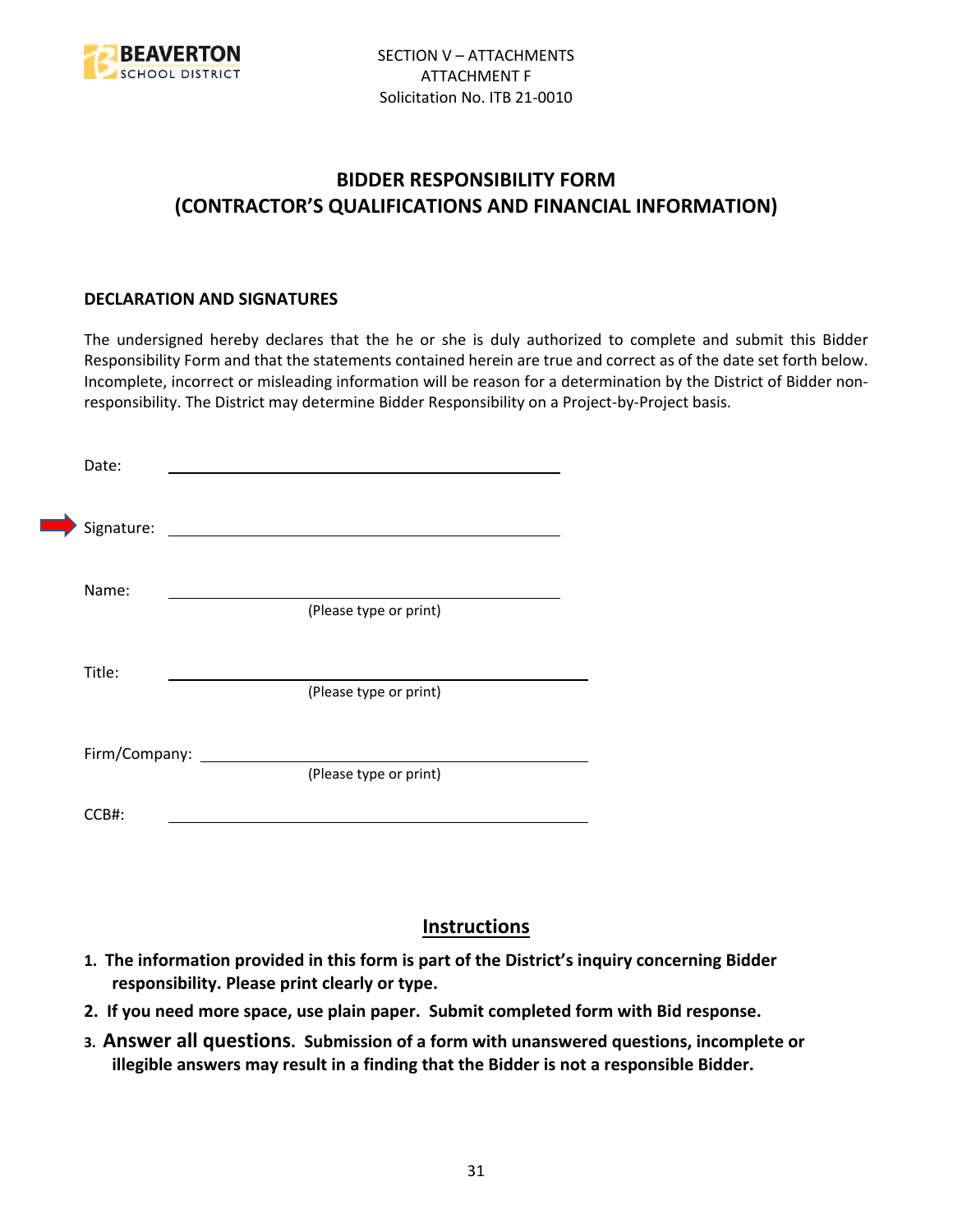SECTION V – ATTACHMENTS
ATTACHMENT F
Solicitation No. ITB 21-0010

# BIDDER RESPONSIBILITY FORM
# (CONTRACTOR'S QUALIFICATIONS AND FINANCIAL INFORMATION)

### DECLARATION AND SIGNATURES

The undersigned hereby declares that the he or she is duly authorized to complete and submit this Bidder Responsibility Form and that the statements contained herein are true and correct as of the date set forth below. Incomplete, incorrect or misleading information will be reason for a determination by the District of Bidder non-responsibility. The District may determine Bidder Responsibility on a Project-by-Project basis.

Date: ______________________________

Signature: ______________________________

Name: ______________________________
(Please type or print)

Title: ______________________________
(Please type or print)

Firm/Company: ______________________________
(Please type or print)

CCB#: ______________________________

## Instructions

1. **The information provided in this form is part of the District's inquiry concerning Bidder responsibility. Please print clearly or type.**
2. **If you need more space, use plain paper. Submit completed form with Bid response.**
3. **Answer all questions. Submission of a form with unanswered questions, incomplete or illegible answers may result in a finding that the Bidder is not a responsible Bidder.**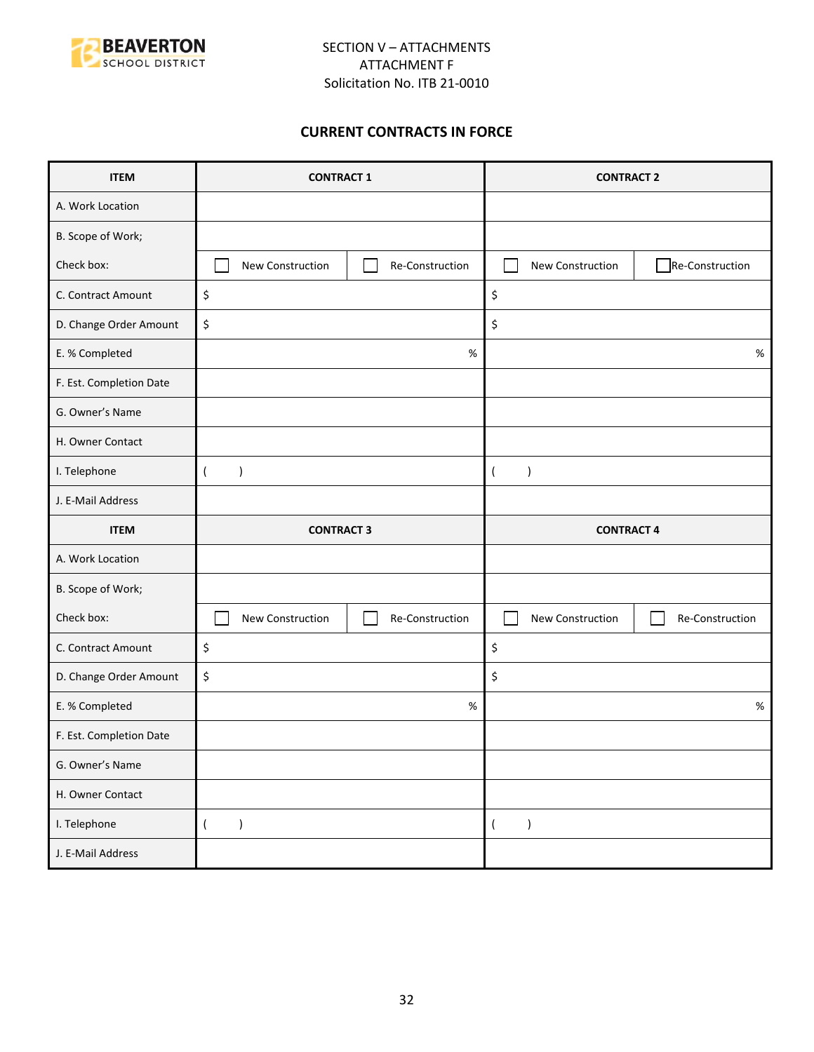SECTION V – ATTACHMENTS
ATTACHMENT F
Solicitation No. ITB 21-0010

## CURRENT CONTRACTS IN FORCE

| ITEM | CONTRACT 1 | | CONTRACT 2 | |
|---|---|---|---|---|
| A. Work Location | | | | |
| B. Scope of Work; | | | | |
| Check box: | ☐ New Construction | ☐ Re-Construction | ☐ New Construction | ☐ Re-Construction |
| C. Contract Amount | $ | | $ | |
| D. Change Order Amount | $ | | $ | |
| E. % Completed | % | | % | |
| F. Est. Completion Date | | | | |
| G. Owner's Name | | | | |
| H. Owner Contact | | | | |
| I. Telephone | ( ) | | ( ) | |
| J. E-Mail Address | | | | |
| **ITEM** | **CONTRACT 3** | | **CONTRACT 4** | |
| A. Work Location | | | | |
| B. Scope of Work; | | | | |
| Check box: | ☐ New Construction | ☐ Re-Construction | ☐ New Construction | ☐ Re-Construction |
| C. Contract Amount | $ | | $ | |
| D. Change Order Amount | $ | | $ | |
| E. % Completed | % | | % | |
| F. Est. Completion Date | | | | |
| G. Owner's Name | | | | |
| H. Owner Contact | | | | |
| I. Telephone | ( ) | | ( ) | |
| J. E-Mail Address | | | | |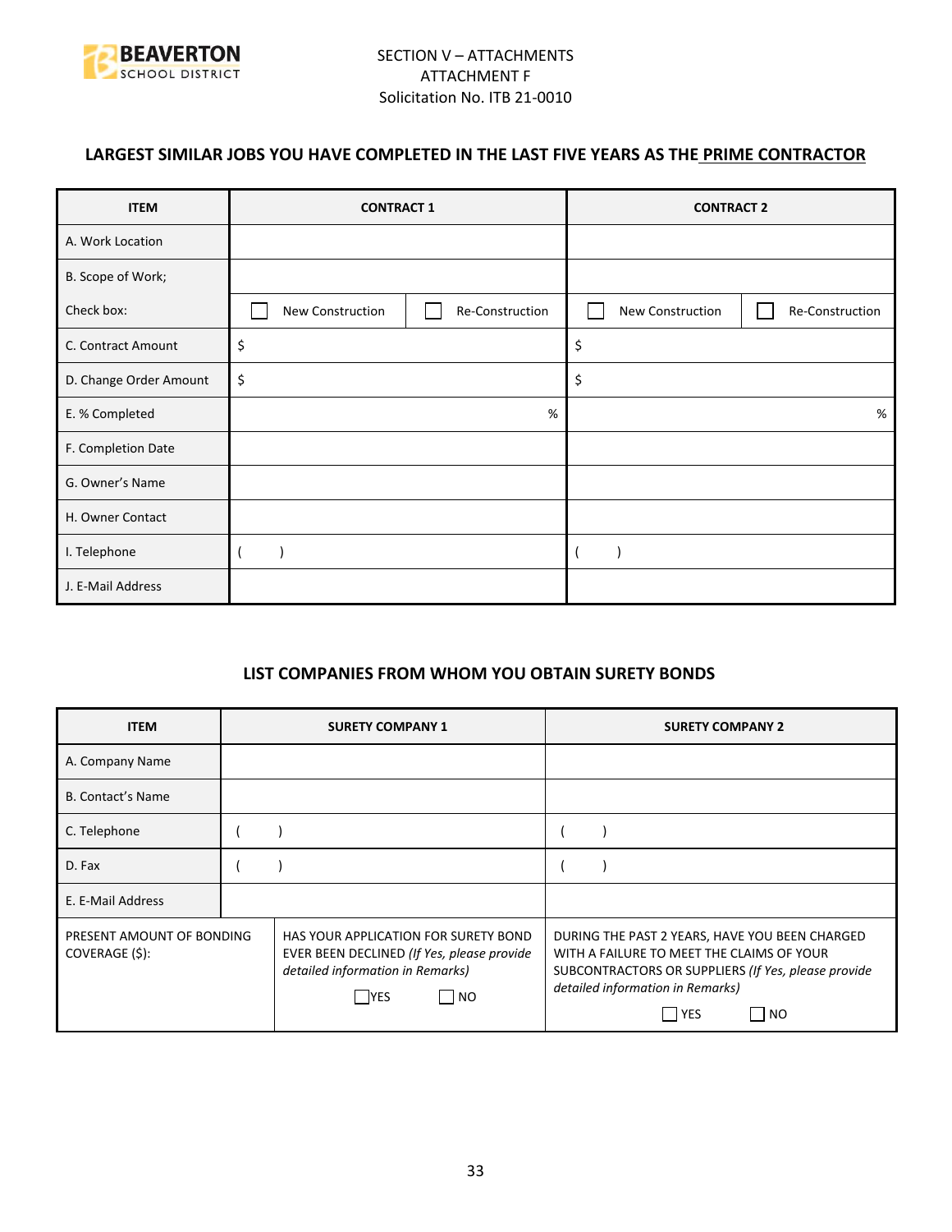SECTION V – ATTACHMENTS
ATTACHMENT F
Solicitation No. ITB 21-0010

## LARGEST SIMILAR JOBS YOU HAVE COMPLETED IN THE LAST FIVE YEARS AS THE PRIME CONTRACTOR

| ITEM | CONTRACT 1 | | CONTRACT 2 | |
|---|---|---|---|---|
| A. Work Location | | | | |
| B. Scope of Work; | | | | |
| Check box: | ☐ New Construction | ☐ Re-Construction | ☐ New Construction | ☐ Re-Construction |
| C. Contract Amount | $ | | $ | |
| D. Change Order Amount | $ | | $ | |
| E. % Completed | | % | | % |
| F. Completion Date | | | | |
| G. Owner's Name | | | | |
| H. Owner Contact | | | | |
| I. Telephone | ( ) | | ( ) | |
| J. E-Mail Address | | | | |

## LIST COMPANIES FROM WHOM YOU OBTAIN SURETY BONDS

| ITEM | SURETY COMPANY 1 | SURETY COMPANY 2 |
|---|---|---|
| A. Company Name | | |
| B. Contact's Name | | |
| C. Telephone | ( ) | ( ) |
| D. Fax | ( ) | ( ) |
| E. E-Mail Address | | |
| PRESENT AMOUNT OF BONDING COVERAGE ($): | HAS YOUR APPLICATION FOR SURETY BOND EVER BEEN DECLINED *(If Yes, please provide detailed information in Remarks)* ☐ YES ☐ NO | DURING THE PAST 2 YEARS, HAVE YOU BEEN CHARGED WITH A FAILURE TO MEET THE CLAIMS OF YOUR SUBCONTRACTORS OR SUPPLIERS *(If Yes, please provide detailed information in Remarks)* ☐ YES ☐ NO |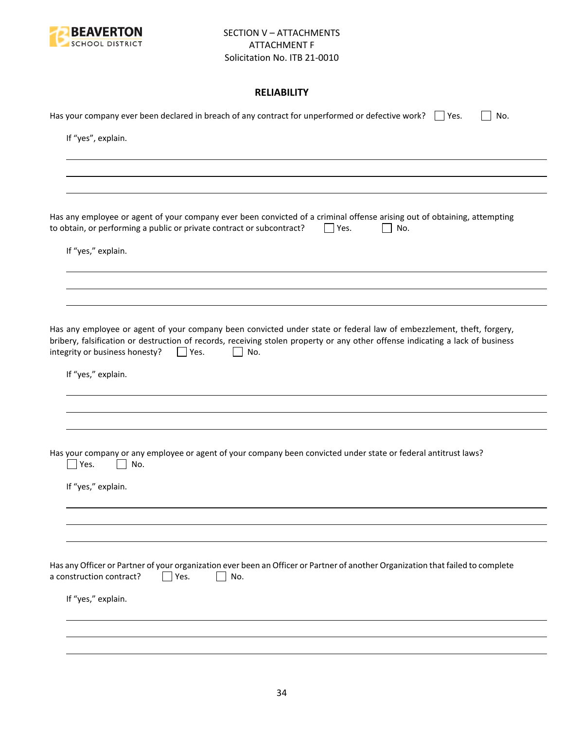SECTION V – ATTACHMENTS
ATTACHMENT F
Solicitation No. ITB 21-0010

## RELIABILITY

Has your company ever been declared in breach of any contract for unperformed or defective work? ☐ Yes. ☐ No.

If "yes", explain.

_______________________________________________

_______________________________________________

_______________________________________________

Has any employee or agent of your company ever been convicted of a criminal offense arising out of obtaining, attempting to obtain, or performing a public or private contract or subcontract? ☐ Yes. ☐ No.

If "yes," explain.

_______________________________________________

_______________________________________________

_______________________________________________

Has any employee or agent of your company been convicted under state or federal law of embezzlement, theft, forgery, bribery, falsification or destruction of records, receiving stolen property or any other offense indicating a lack of business integrity or business honesty? ☐ Yes. ☐ No.

If "yes," explain.

_______________________________________________

_______________________________________________

_______________________________________________

Has your company or any employee or agent of your company been convicted under state or federal antitrust laws?
☐ Yes. ☐ No.

If "yes," explain.

_______________________________________________

_______________________________________________

_______________________________________________

Has any Officer or Partner of your organization ever been an Officer or Partner of another Organization that failed to complete a construction contract? ☐ Yes. ☐ No.

If "yes," explain.

_______________________________________________

_______________________________________________

_______________________________________________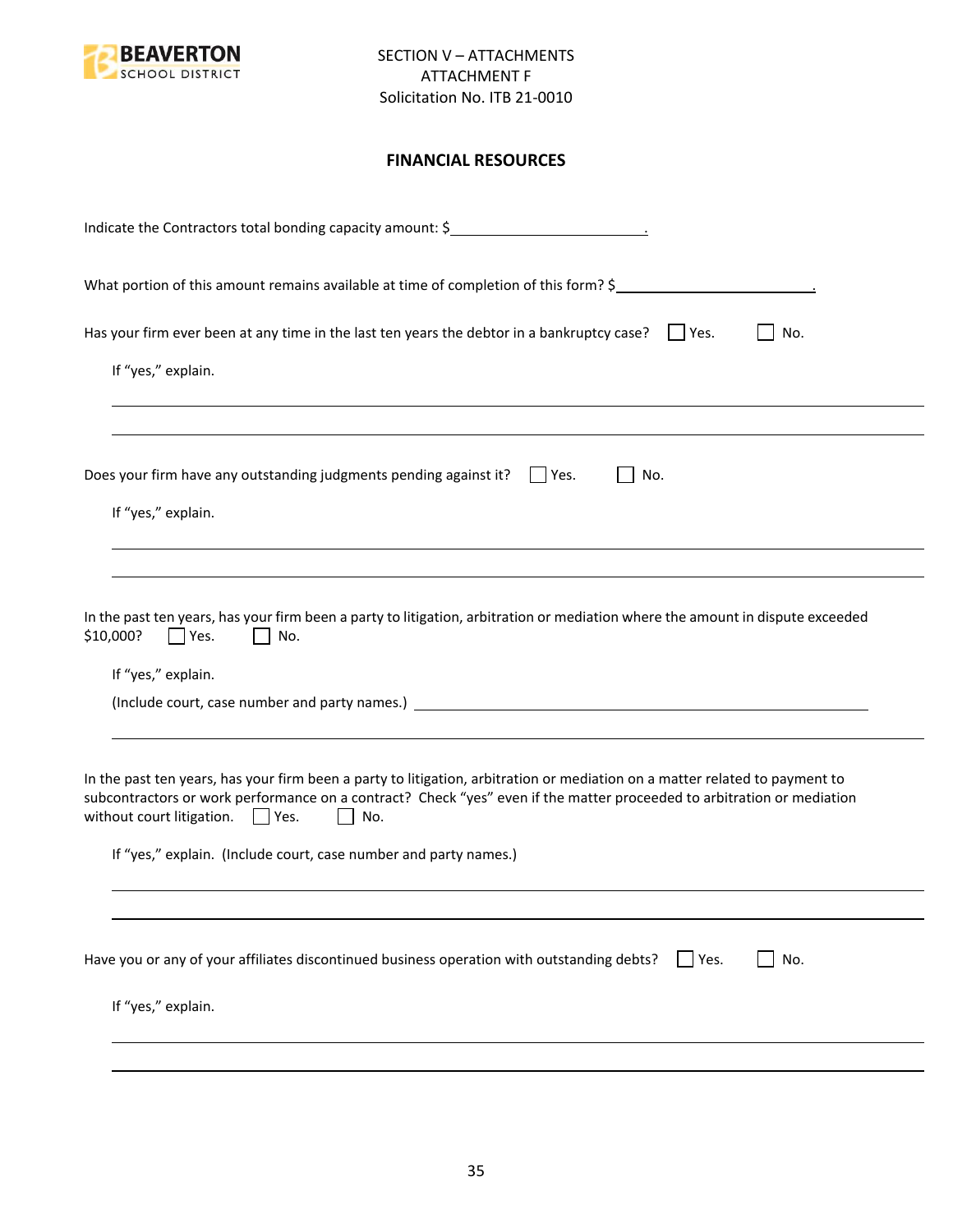SECTION V – ATTACHMENTS
ATTACHMENT F
Solicitation No. ITB 21-0010

## FINANCIAL RESOURCES

Indicate the Contractors total bonding capacity amount: $\_\_\_\_\_\_\_\_\_\_\_\_\_\_\_\_\_\_\_\_\_\_\_\_.

What portion of this amount remains available at time of completion of this form? $\_\_\_\_\_\_\_\_\_\_\_\_\_\_\_\_\_\_\_\_\_\_\_\_.

Has your firm ever been at any time in the last ten years the debtor in a bankruptcy case? ☐ Yes. ☐ No.

If "yes," explain.

\_\_\_\_\_\_\_\_\_\_\_\_\_\_\_\_\_\_\_\_\_\_\_\_\_\_\_\_\_\_\_\_\_\_\_\_\_\_\_\_\_\_\_\_\_\_\_\_\_\_\_\_\_\_\_\_

\_\_\_\_\_\_\_\_\_\_\_\_\_\_\_\_\_\_\_\_\_\_\_\_\_\_\_\_\_\_\_\_\_\_\_\_\_\_\_\_\_\_\_\_\_\_\_\_\_\_\_\_\_\_\_\_

Does your firm have any outstanding judgments pending against it? ☐ Yes. ☐ No.

If "yes," explain.

\_\_\_\_\_\_\_\_\_\_\_\_\_\_\_\_\_\_\_\_\_\_\_\_\_\_\_\_\_\_\_\_\_\_\_\_\_\_\_\_\_\_\_\_\_\_\_\_\_\_\_\_\_\_\_\_

\_\_\_\_\_\_\_\_\_\_\_\_\_\_\_\_\_\_\_\_\_\_\_\_\_\_\_\_\_\_\_\_\_\_\_\_\_\_\_\_\_\_\_\_\_\_\_\_\_\_\_\_\_\_\_\_

In the past ten years, has your firm been a party to litigation, arbitration or mediation where the amount in dispute exceeded $10,000? ☐ Yes. ☐ No.

If "yes," explain.

(Include court, case number and party names.) \_\_\_\_\_\_\_\_\_\_\_\_\_\_\_\_\_\_\_\_\_\_\_\_\_\_\_\_\_\_\_\_\_\_\_\_\_\_\_\_

\_\_\_\_\_\_\_\_\_\_\_\_\_\_\_\_\_\_\_\_\_\_\_\_\_\_\_\_\_\_\_\_\_\_\_\_\_\_\_\_\_\_\_\_\_\_\_\_\_\_\_\_\_\_\_\_

In the past ten years, has your firm been a party to litigation, arbitration or mediation on a matter related to payment to subcontractors or work performance on a contract? Check "yes" even if the matter proceeded to arbitration or mediation without court litigation. ☐ Yes. ☐ No.

If "yes," explain. (Include court, case number and party names.)

\_\_\_\_\_\_\_\_\_\_\_\_\_\_\_\_\_\_\_\_\_\_\_\_\_\_\_\_\_\_\_\_\_\_\_\_\_\_\_\_\_\_\_\_\_\_\_\_\_\_\_\_\_\_\_\_

\_\_\_\_\_\_\_\_\_\_\_\_\_\_\_\_\_\_\_\_\_\_\_\_\_\_\_\_\_\_\_\_\_\_\_\_\_\_\_\_\_\_\_\_\_\_\_\_\_\_\_\_\_\_\_\_

Have you or any of your affiliates discontinued business operation with outstanding debts? ☐ Yes. ☐ No.

If "yes," explain.

\_\_\_\_\_\_\_\_\_\_\_\_\_\_\_\_\_\_\_\_\_\_\_\_\_\_\_\_\_\_\_\_\_\_\_\_\_\_\_\_\_\_\_\_\_\_\_\_\_\_\_\_\_\_\_\_

\_\_\_\_\_\_\_\_\_\_\_\_\_\_\_\_\_\_\_\_\_\_\_\_\_\_\_\_\_\_\_\_\_\_\_\_\_\_\_\_\_\_\_\_\_\_\_\_\_\_\_\_\_\_\_\_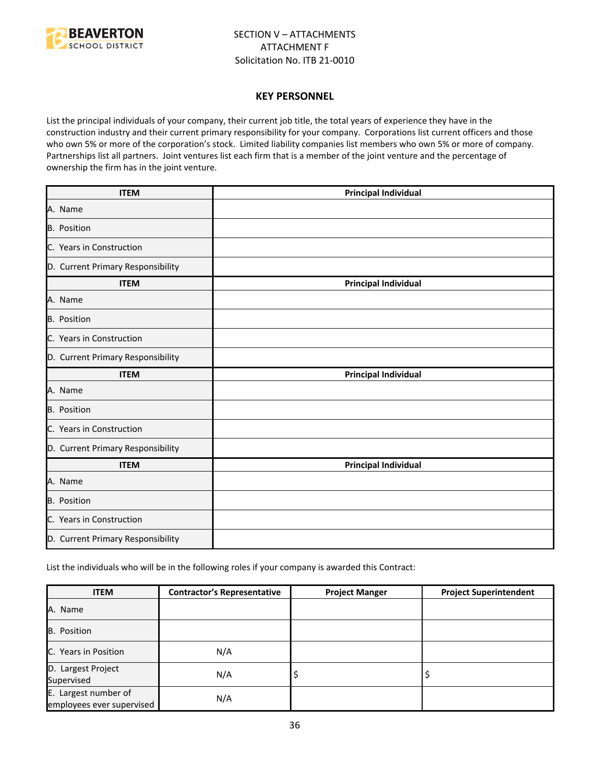SECTION V – ATTACHMENTS
ATTACHMENT F
Solicitation No. ITB 21-0010

## KEY PERSONNEL

List the principal individuals of your company, their current job title, the total years of experience they have in the construction industry and their current primary responsibility for your company. Corporations list current officers and those who own 5% or more of the corporation's stock. Limited liability companies list members who own 5% or more of company. Partnerships list all partners. Joint ventures list each firm that is a member of the joint venture and the percentage of ownership the firm has in the joint venture.

| ITEM | Principal Individual |
|---|---|
| A. Name | |
| B. Position | |
| C. Years in Construction | |
| D. Current Primary Responsibility | |
| **ITEM** | **Principal Individual** |
| A. Name | |
| B. Position | |
| C. Years in Construction | |
| D. Current Primary Responsibility | |
| **ITEM** | **Principal Individual** |
| A. Name | |
| B. Position | |
| C. Years in Construction | |
| D. Current Primary Responsibility | |
| **ITEM** | **Principal Individual** |
| A. Name | |
| B. Position | |
| C. Years in Construction | |
| D. Current Primary Responsibility | |

List the individuals who will be in the following roles if your company is awarded this Contract:

| ITEM | Contractor's Representative | Project Manger | Project Superintendent |
|---|---|---|---|
| A. Name | | | |
| B. Position | | | |
| C. Years in Position | N/A | | |
| D. Largest Project Supervised | N/A | $ | $ |
| E. Largest number of employees ever supervised | N/A | | |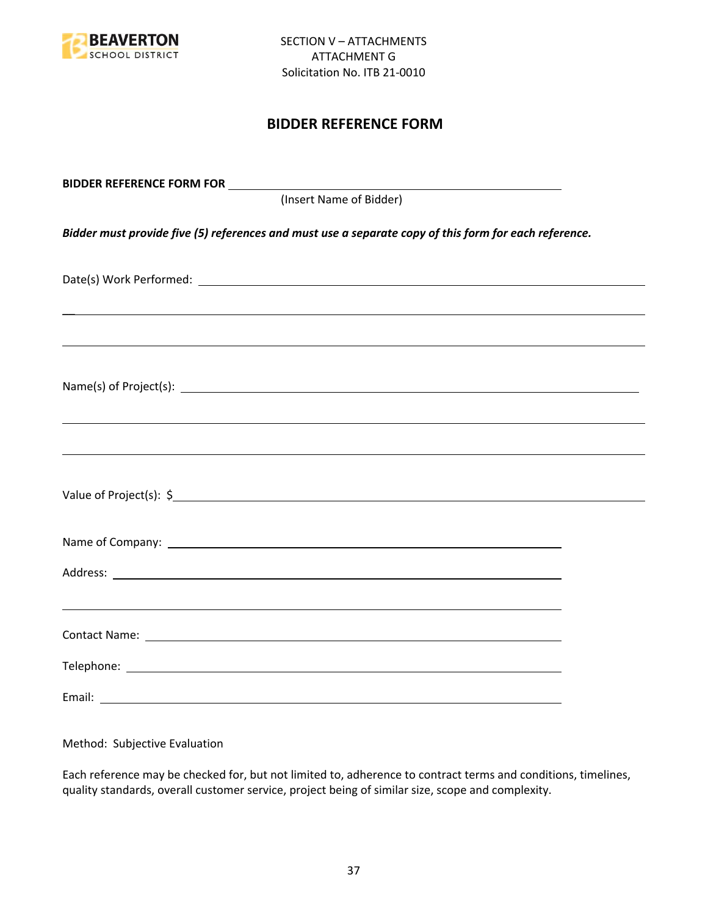SECTION V – ATTACHMENTS
ATTACHMENT G
Solicitation No. ITB 21-0010

# BIDDER REFERENCE FORM

**BIDDER REFERENCE FORM FOR** ______________________________________________
(Insert Name of Bidder)

***Bidder must provide five (5) references and must use a separate copy of this form for each reference.***

Date(s) Work Performed: ______________________________________________

______________________________________________

______________________________________________

Name(s) of Project(s): ______________________________________________

______________________________________________

______________________________________________

Value of Project(s): $______________________________________________

Name of Company: ______________________________________________

Address: ______________________________________________

______________________________________________

Contact Name: ______________________________________________

Telephone: ______________________________________________

Email: ______________________________________________

Method: Subjective Evaluation

Each reference may be checked for, but not limited to, adherence to contract terms and conditions, timelines, quality standards, overall customer service, project being of similar size, scope and complexity.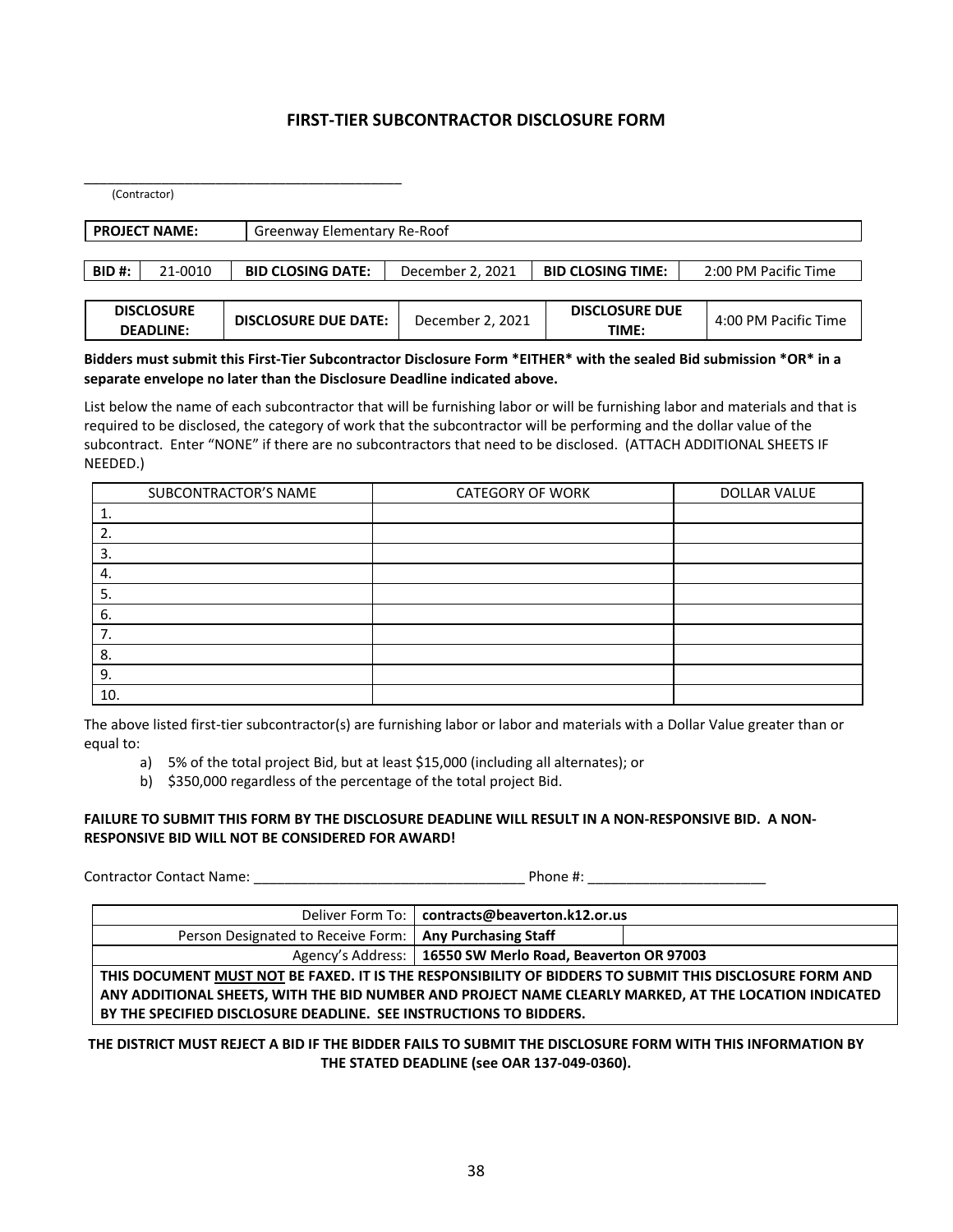# FIRST-TIER SUBCONTRACTOR DISCLOSURE FORM

\_\_\_\_\_\_\_\_\_\_\_\_\_\_\_\_\_\_\_\_\_\_\_\_\_\_\_\_\_\_\_\_\_\_\_\_\_\_\_\_\_\_
(Contractor)

| | |
|---|---|
| **PROJECT NAME:** | Greenway Elementary Re-Roof |

| | | | | | |
|---|---|---|---|---|---|
| **BID #:** | 21-0010 | **BID CLOSING DATE:** | December 2, 2021 | **BID CLOSING TIME:** | 2:00 PM Pacific Time |

| | | | | |
|---|---|---|---|---|
| **DISCLOSURE DEADLINE:** | **DISCLOSURE DUE DATE:** | December 2, 2021 | **DISCLOSURE DUE TIME:** | 4:00 PM Pacific Time |

**Bidders must submit this First-Tier Subcontractor Disclosure Form \*EITHER\* with the sealed Bid submission \*OR\* in a separate envelope no later than the Disclosure Deadline indicated above.**

List below the name of each subcontractor that will be furnishing labor or will be furnishing labor and materials and that is required to be disclosed, the category of work that the subcontractor will be performing and the dollar value of the subcontract. Enter "NONE" if there are no subcontractors that need to be disclosed. (ATTACH ADDITIONAL SHEETS IF NEEDED.)

| SUBCONTRACTOR'S NAME | CATEGORY OF WORK | DOLLAR VALUE |
|---|---|---|
| 1. | | |
| 2. | | |
| 3. | | |
| 4. | | |
| 5. | | |
| 6. | | |
| 7. | | |
| 8. | | |
| 9. | | |
| 10. | | |

The above listed first-tier subcontractor(s) are furnishing labor or labor and materials with a Dollar Value greater than or equal to:

a) 5% of the total project Bid, but at least $15,000 (including all alternates); or
b) $350,000 regardless of the percentage of the total project Bid.

**FAILURE TO SUBMIT THIS FORM BY THE DISCLOSURE DEADLINE WILL RESULT IN A NON-RESPONSIVE BID. A NON-RESPONSIVE BID WILL NOT BE CONSIDERED FOR AWARD!**

Contractor Contact Name: \_\_\_\_\_\_\_\_\_\_\_\_\_\_\_\_\_\_\_\_\_\_\_\_\_\_\_\_\_\_\_\_\_\_\_ Phone #: \_\_\_\_\_\_\_\_\_\_\_\_\_\_\_\_\_\_\_\_\_\_\_

| | | |
|---|---|---|
| Deliver Form To: | **contracts@beaverton.k12.or.us** | |
| Person Designated to Receive Form: | **Any Purchasing Staff** | |
| Agency's Address: | **16550 SW Merlo Road, Beaverton OR 97003** | |

**THIS DOCUMENT MUST NOT BE FAXED. IT IS THE RESPONSIBILITY OF BIDDERS TO SUBMIT THIS DISCLOSURE FORM AND ANY ADDITIONAL SHEETS, WITH THE BID NUMBER AND PROJECT NAME CLEARLY MARKED, AT THE LOCATION INDICATED BY THE SPECIFIED DISCLOSURE DEADLINE. SEE INSTRUCTIONS TO BIDDERS.**

**THE DISTRICT MUST REJECT A BID IF THE BIDDER FAILS TO SUBMIT THE DISCLOSURE FORM WITH THIS INFORMATION BY THE STATED DEADLINE (see OAR 137-049-0360).**